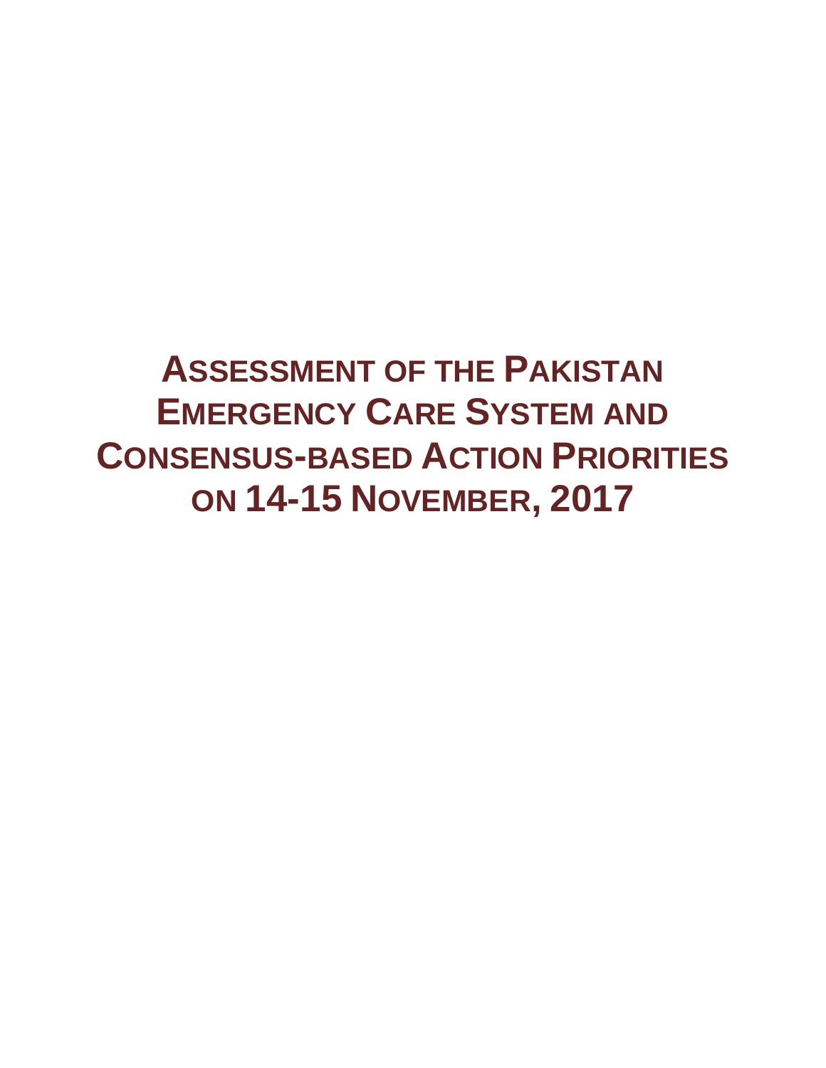# ASSESSMENT OF THE PAKISTAN EMERGENCY CARE SYSTEM AND CONSENSUS-BASED ACTION PRIORITIES ON 14-15 NOVEMBER, 2017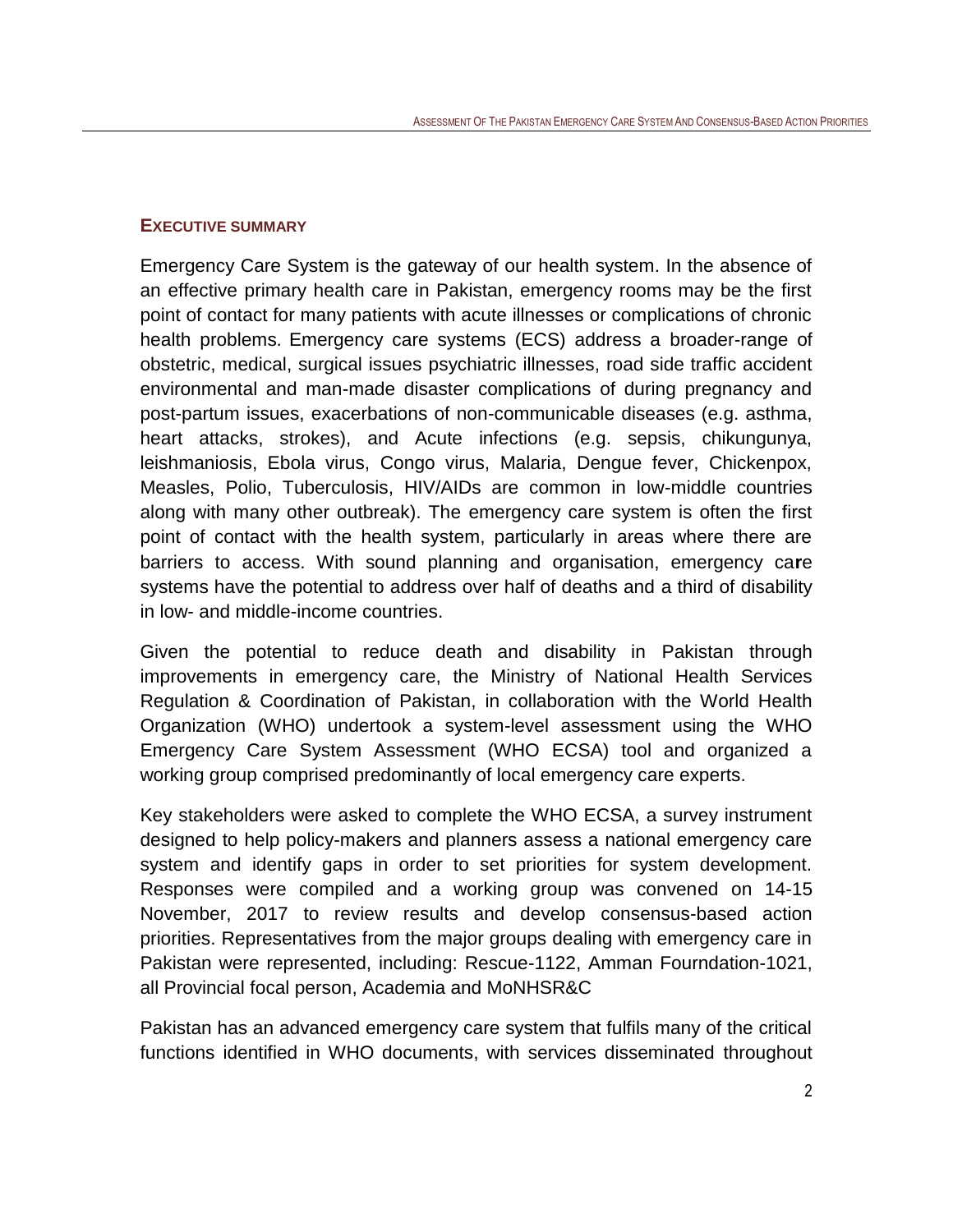## EXECUTIVE SUMMARY

Emergency Care System is the gateway of our health system. In the absence of an effective primary health care in Pakistan, emergency rooms may be the first point of contact for many patients with acute illnesses or complications of chronic health problems. Emergency care systems (ECS) address a broader-range of obstetric, medical, surgical issues psychiatric illnesses, road side traffic accident environmental and man-made disaster complications of during pregnancy and post-partum issues, exacerbations of non-communicable diseases (e.g. asthma, heart attacks, strokes), and Acute infections (e.g. sepsis, chikungunya, leishmaniosis, Ebola virus, Congo virus, Malaria, Dengue fever, Chickenpox, Measles, Polio, Tuberculosis, HIV/AIDs are common in low-middle countries along with many other outbreak). The emergency care system is often the first point of contact with the health system, particularly in areas where there are barriers to access. With sound planning and organisation, emergency care systems have the potential to address over half of deaths and a third of disability in low- and middle-income countries.

Given the potential to reduce death and disability in Pakistan through improvements in emergency care, the Ministry of National Health Services Regulation & Coordination of Pakistan, in collaboration with the World Health Organization (WHO) undertook a system-level assessment using the WHO Emergency Care System Assessment (WHO ECSA) tool and organized a working group comprised predominantly of local emergency care experts.

Key stakeholders were asked to complete the WHO ECSA, a survey instrument designed to help policy-makers and planners assess a national emergency care system and identify gaps in order to set priorities for system development. Responses were compiled and a working group was convened on 14-15 November, 2017 to review results and develop consensus-based action priorities. Representatives from the major groups dealing with emergency care in Pakistan were represented, including: Rescue-1122, Amman Fourndation-1021, all Provincial focal person, Academia and MoNHSR&C

Pakistan has an advanced emergency care system that fulfils many of the critical functions identified in WHO documents, with services disseminated throughout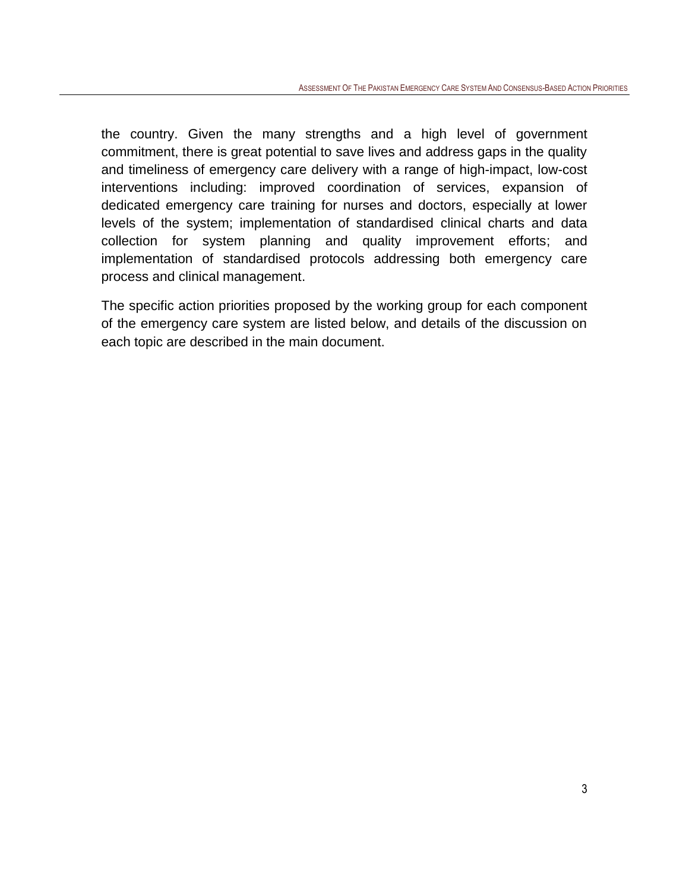the country. Given the many strengths and a high level of government commitment, there is great potential to save lives and address gaps in the quality and timeliness of emergency care delivery with a range of high-impact, low-cost interventions including: improved coordination of services, expansion of dedicated emergency care training for nurses and doctors, especially at lower levels of the system; implementation of standardised clinical charts and data collection for system planning and quality improvement efforts; and implementation of standardised protocols addressing both emergency care process and clinical management.

The specific action priorities proposed by the working group for each component of the emergency care system are listed below, and details of the discussion on each topic are described in the main document.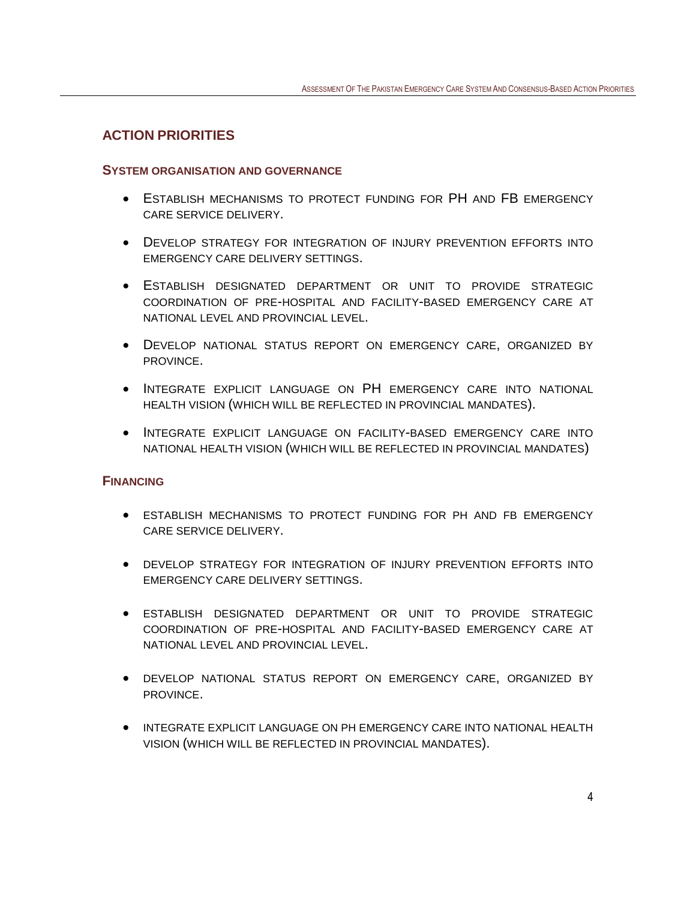## ACTION PRIORITIES

### SYSTEM ORGANISATION AND GOVERNANCE

- ESTABLISH MECHANISMS TO PROTECT FUNDING FOR PH AND FB EMERGENCY CARE SERVICE DELIVERY.
- DEVELOP STRATEGY FOR INTEGRATION OF INJURY PREVENTION EFFORTS INTO EMERGENCY CARE DELIVERY SETTINGS.
- ESTABLISH DESIGNATED DEPARTMENT OR UNIT TO PROVIDE STRATEGIC COORDINATION OF PRE-HOSPITAL AND FACILITY-BASED EMERGENCY CARE AT NATIONAL LEVEL AND PROVINCIAL LEVEL.
- DEVELOP NATIONAL STATUS REPORT ON EMERGENCY CARE, ORGANIZED BY PROVINCE.
- INTEGRATE EXPLICIT LANGUAGE ON PH EMERGENCY CARE INTO NATIONAL HEALTH VISION (WHICH WILL BE REFLECTED IN PROVINCIAL MANDATES).
- INTEGRATE EXPLICIT LANGUAGE ON FACILITY-BASED EMERGENCY CARE INTO NATIONAL HEALTH VISION (WHICH WILL BE REFLECTED IN PROVINCIAL MANDATES)

### FINANCING

- ESTABLISH MECHANISMS TO PROTECT FUNDING FOR PH AND FB EMERGENCY CARE SERVICE DELIVERY.
- DEVELOP STRATEGY FOR INTEGRATION OF INJURY PREVENTION EFFORTS INTO EMERGENCY CARE DELIVERY SETTINGS.
- ESTABLISH DESIGNATED DEPARTMENT OR UNIT TO PROVIDE STRATEGIC COORDINATION OF PRE-HOSPITAL AND FACILITY-BASED EMERGENCY CARE AT NATIONAL LEVEL AND PROVINCIAL LEVEL.
- DEVELOP NATIONAL STATUS REPORT ON EMERGENCY CARE, ORGANIZED BY PROVINCE.
- INTEGRATE EXPLICIT LANGUAGE ON PH EMERGENCY CARE INTO NATIONAL HEALTH VISION (WHICH WILL BE REFLECTED IN PROVINCIAL MANDATES).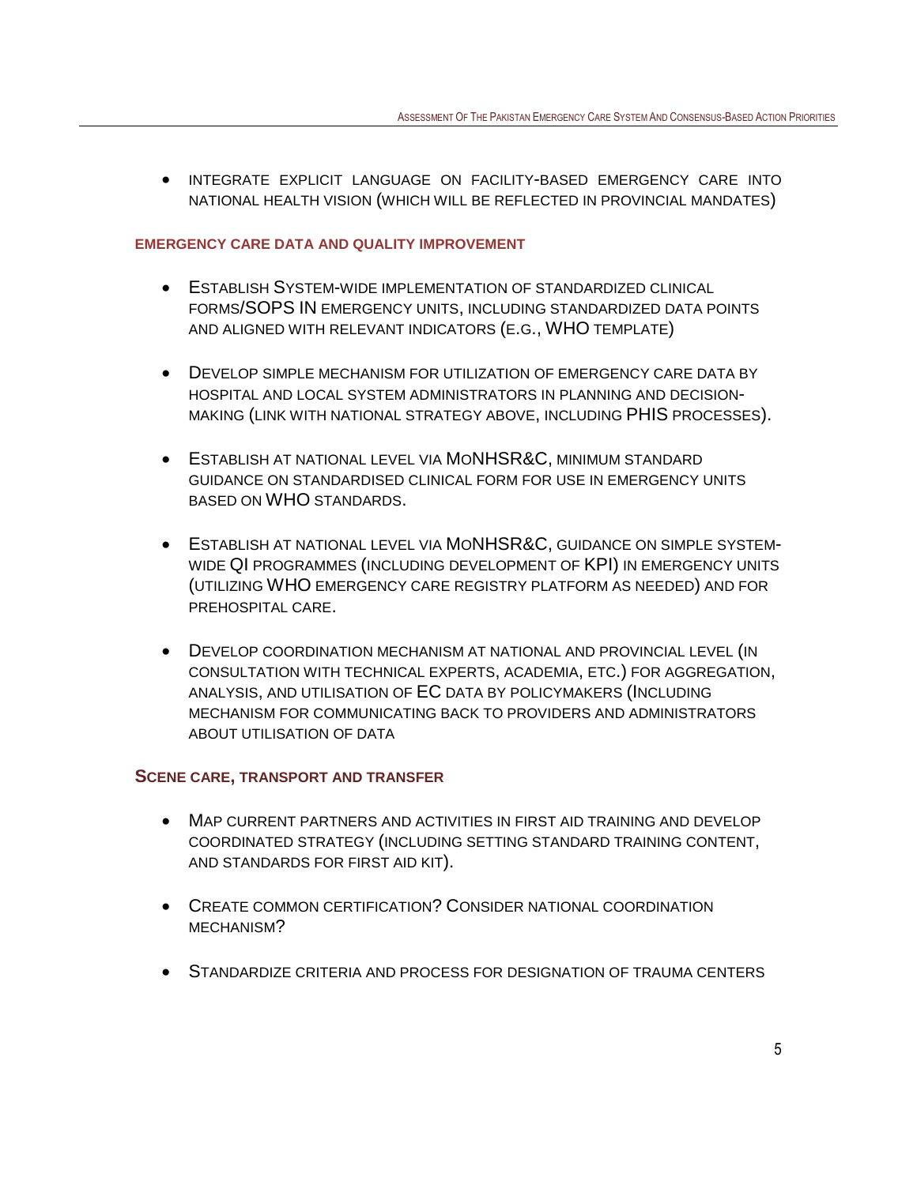- INTEGRATE EXPLICIT LANGUAGE ON FACILITY-BASED EMERGENCY CARE INTO NATIONAL HEALTH VISION (WHICH WILL BE REFLECTED IN PROVINCIAL MANDATES)

#### EMERGENCY CARE DATA AND QUALITY IMPROVEMENT

- ESTABLISH SYSTEM-WIDE IMPLEMENTATION OF STANDARDIZED CLINICAL FORMS/SOPS IN EMERGENCY UNITS, INCLUDING STANDARDIZED DATA POINTS AND ALIGNED WITH RELEVANT INDICATORS (E.G., WHO TEMPLATE)

- DEVELOP SIMPLE MECHANISM FOR UTILIZATION OF EMERGENCY CARE DATA BY HOSPITAL AND LOCAL SYSTEM ADMINISTRATORS IN PLANNING AND DECISION-MAKING (LINK WITH NATIONAL STRATEGY ABOVE, INCLUDING PHIS PROCESSES).

- ESTABLISH AT NATIONAL LEVEL VIA MONHSR&C, MINIMUM STANDARD GUIDANCE ON STANDARDISED CLINICAL FORM FOR USE IN EMERGENCY UNITS BASED ON WHO STANDARDS.

- ESTABLISH AT NATIONAL LEVEL VIA MONHSR&C, GUIDANCE ON SIMPLE SYSTEM-WIDE QI PROGRAMMES (INCLUDING DEVELOPMENT OF KPI) IN EMERGENCY UNITS (UTILIZING WHO EMERGENCY CARE REGISTRY PLATFORM AS NEEDED) AND FOR PREHOSPITAL CARE.

- DEVELOP COORDINATION MECHANISM AT NATIONAL AND PROVINCIAL LEVEL (IN CONSULTATION WITH TECHNICAL EXPERTS, ACADEMIA, ETC.) FOR AGGREGATION, ANALYSIS, AND UTILISATION OF EC DATA BY POLICYMAKERS (INCLUDING MECHANISM FOR COMMUNICATING BACK TO PROVIDERS AND ADMINISTRATORS ABOUT UTILISATION OF DATA

#### SCENE CARE, TRANSPORT AND TRANSFER

- MAP CURRENT PARTNERS AND ACTIVITIES IN FIRST AID TRAINING AND DEVELOP COORDINATED STRATEGY (INCLUDING SETTING STANDARD TRAINING CONTENT, AND STANDARDS FOR FIRST AID KIT).

- CREATE COMMON CERTIFICATION? CONSIDER NATIONAL COORDINATION MECHANISM?

- STANDARDIZE CRITERIA AND PROCESS FOR DESIGNATION OF TRAUMA CENTERS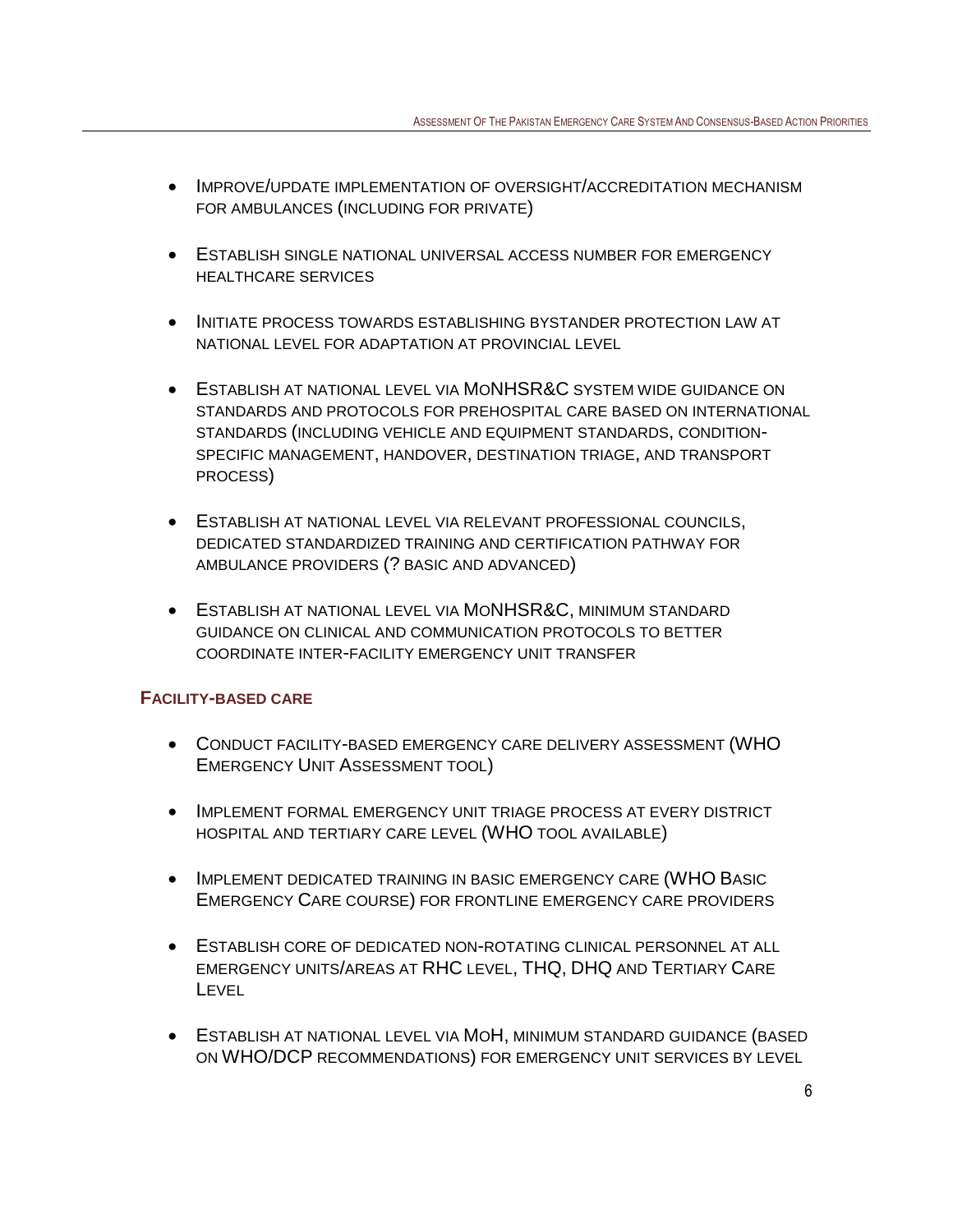- Improve/update implementation of oversight/accreditation mechanism for ambulances (including for private)
- Establish single national universal access number for emergency healthcare services
- Initiate process towards establishing bystander protection law at national level for adaptation at provincial level
- Establish at national level via MoNHSR&C system wide guidance on standards and protocols for prehospital care based on international standards (including vehicle and equipment standards, condition-specific management, handover, destination triage, and transport process)
- Establish at national level via relevant professional councils, dedicated standardized training and certification pathway for ambulance providers (? basic and advanced)
- Establish at national level via MoNHSR&C, minimum standard guidance on clinical and communication protocols to better coordinate inter-facility emergency unit transfer

### Facility-based care

- Conduct facility-based emergency care delivery assessment (WHO Emergency Unit Assessment tool)
- Implement formal emergency unit triage process at every district hospital and tertiary care level (WHO tool available)
- Implement dedicated training in basic emergency care (WHO Basic Emergency Care course) for frontline emergency care providers
- Establish core of dedicated non-rotating clinical personnel at all emergency units/areas at RHC level, THQ, DHQ and Tertiary Care Level
- Establish at national level via MoH, minimum standard guidance (based on WHO/DCP recommendations) for emergency unit services by level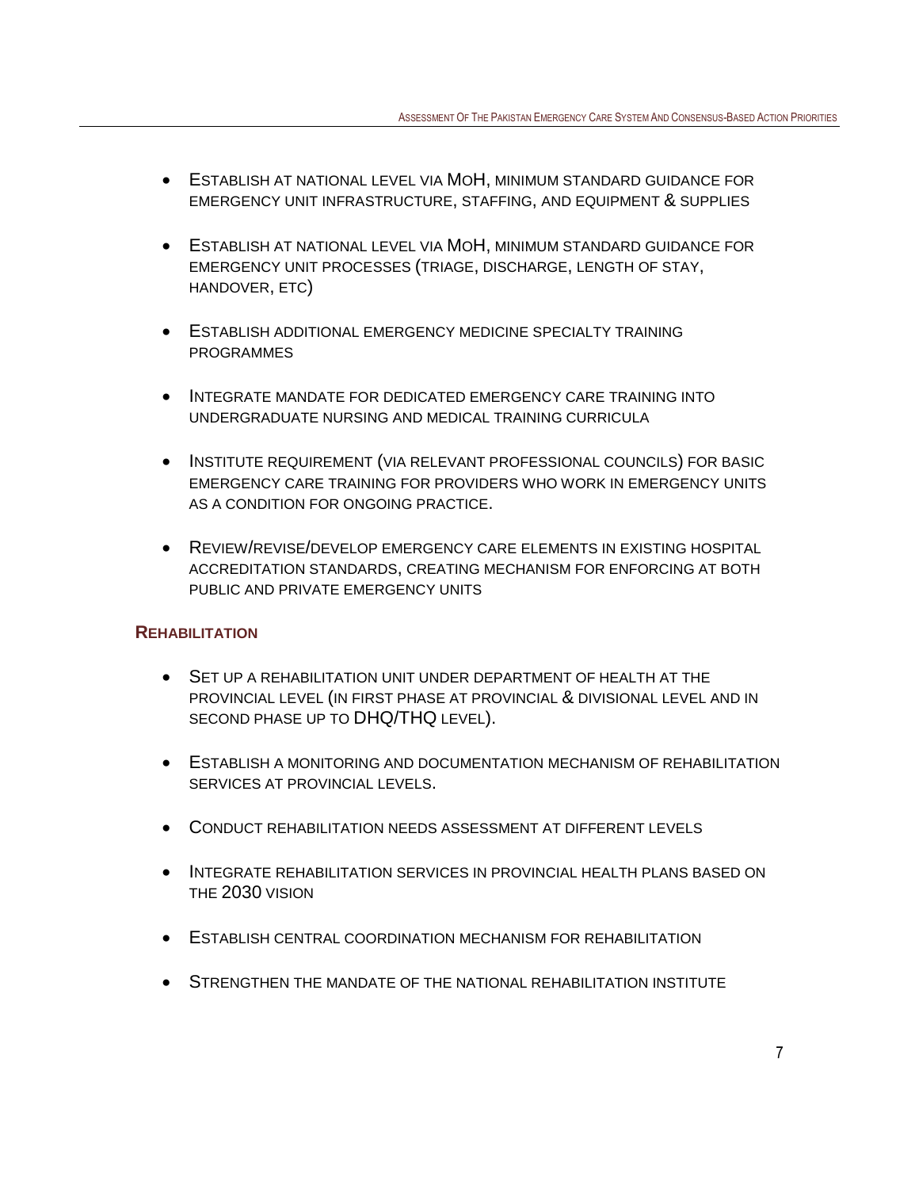- Establish at national level via MoH, minimum standard guidance for emergency unit infrastructure, staffing, and equipment & supplies

- Establish at national level via MoH, minimum standard guidance for emergency unit processes (triage, discharge, length of stay, handover, etc)

- Establish additional emergency medicine specialty training programmes

- Integrate mandate for dedicated emergency care training into undergraduate nursing and medical training curricula

- Institute requirement (via relevant professional councils) for basic emergency care training for providers who work in emergency units as a condition for ongoing practice.

- Review/revise/develop emergency care elements in existing hospital accreditation standards, creating mechanism for enforcing at both public and private emergency units

### Rehabilitation

- Set up a rehabilitation unit under department of health at the provincial level (in first phase at provincial & divisional level and in second phase up to DHQ/THQ level).

- Establish a monitoring and documentation mechanism of rehabilitation services at provincial levels.

- Conduct rehabilitation needs assessment at different levels

- Integrate rehabilitation services in provincial health plans based on the 2030 vision

- Establish central coordination mechanism for rehabilitation

- Strengthen the mandate of the National Rehabilitation Institute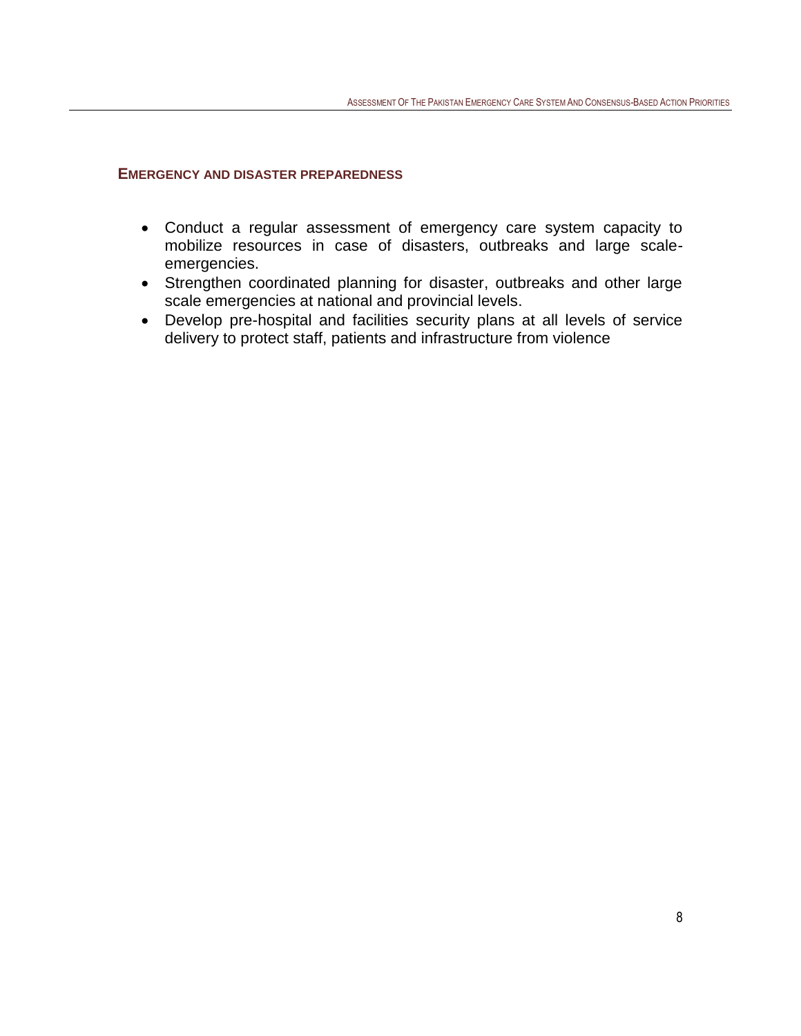### EMERGENCY AND DISASTER PREPAREDNESS

- Conduct a regular assessment of emergency care system capacity to mobilize resources in case of disasters, outbreaks and large scale-emergencies.
- Strengthen coordinated planning for disaster, outbreaks and other large scale emergencies at national and provincial levels.
- Develop pre-hospital and facilities security plans at all levels of service delivery to protect staff, patients and infrastructure from violence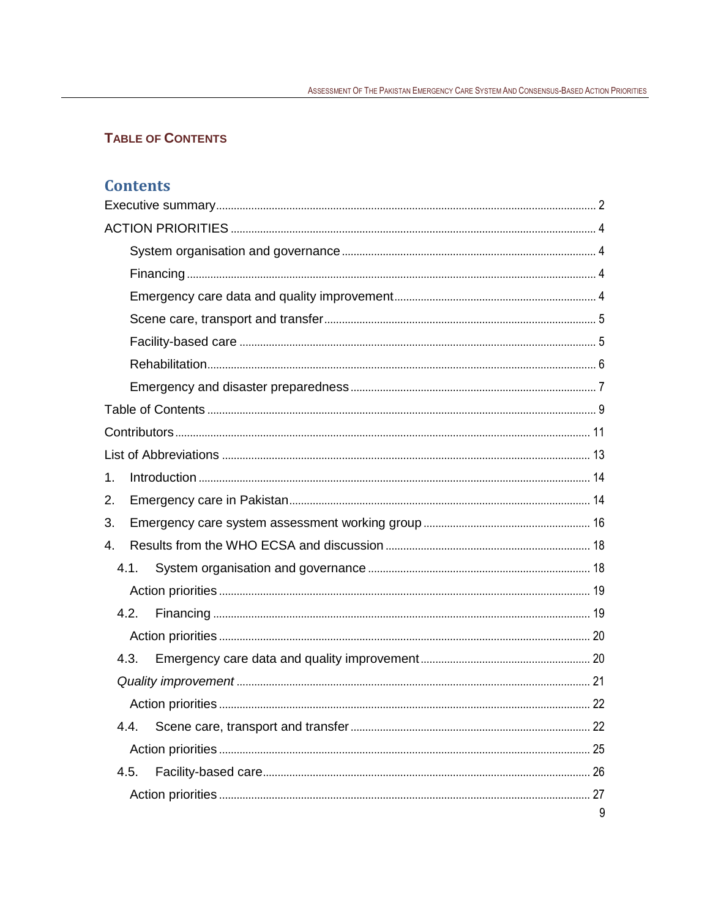## TABLE OF CONTENTS

### Contents

Executive summary .......... 2

ACTION PRIORITIES .......... 4

- System organisation and governance .......... 4
- Financing .......... 4
- Emergency care data and quality improvement .......... 4
- Scene care, transport and transfer .......... 5
- Facility-based care .......... 5
- Rehabilitation .......... 6
- Emergency and disaster preparedness .......... 7

Table of Contents .......... 9

Contributors .......... 11

List of Abbreviations .......... 13

1. Introduction .......... 14
2. Emergency care in Pakistan .......... 14
3. Emergency care system assessment working group .......... 16
4. Results from the WHO ECSA and discussion .......... 18
   - 4.1. System organisation and governance .......... 18
     - Action priorities .......... 19
   - 4.2. Financing .......... 19
     - Action priorities .......... 20
   - 4.3. Emergency care data and quality improvement .......... 20
     - *Quality improvement* .......... 21
     - Action priorities .......... 22
   - 4.4. Scene care, transport and transfer .......... 22
     - Action priorities .......... 25
   - 4.5. Facility-based care .......... 26
     - Action priorities .......... 27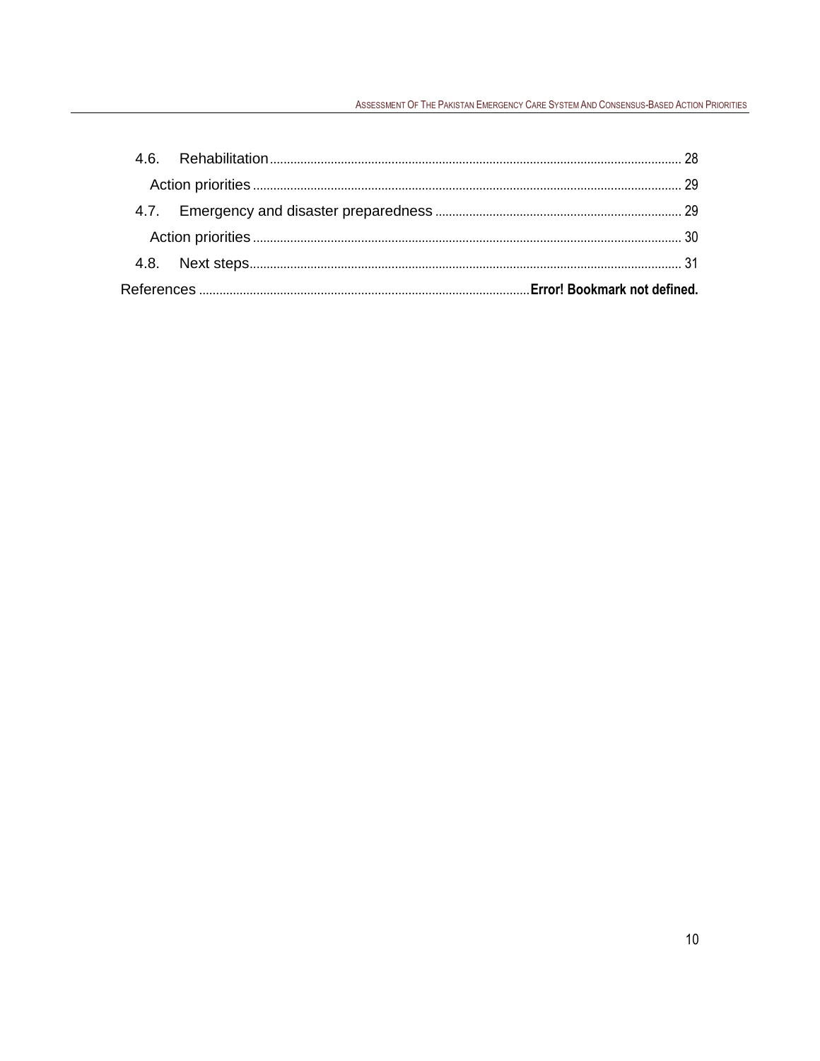4.6. Rehabilitation ........................................................................................................................ 28

Action priorities ........................................................................................................................ 29

4.7. Emergency and disaster preparedness ........................................................................ 29

Action priorities ........................................................................................................................ 30

4.8. Next steps.............................................................................................................................. 31

References .................................................................................................**Error! Bookmark not defined.**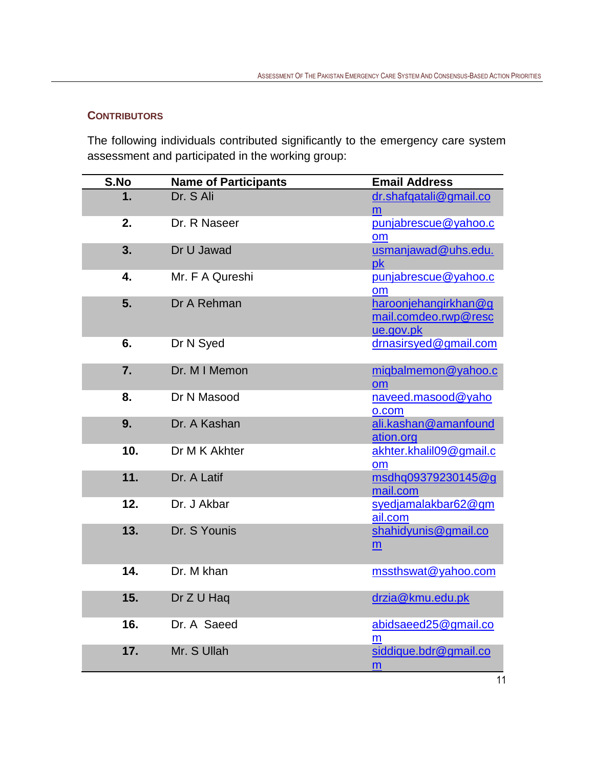## CONTRIBUTORS

The following individuals contributed significantly to the emergency care system assessment and participated in the working group:

| S.No | Name of Participants | Email Address |
|---|---|---|
| 1. | Dr. S Ali | dr.shafqatali@gmail.com |
| 2. | Dr. R Naseer | punjabrescue@yahoo.com |
| 3. | Dr U Jawad | usmanjawad@uhs.edu.pk |
| 4. | Mr. F A Qureshi | punjabrescue@yahoo.com |
| 5. | Dr A Rehman | haroonjehangirkhan@gmail.comdeo.rwp@rescue.gov.pk |
| 6. | Dr N Syed | drnasirsyed@gmail.com |
| 7. | Dr. M I Memon | miqbalmemon@yahoo.com |
| 8. | Dr N Masood | naveed.masood@yahoo.com |
| 9. | Dr. A Kashan | ali.kashan@amanfoundation.org |
| 10. | Dr M K Akhter | akhter.khalil09@gmail.com |
| 11. | Dr. A Latif | msdhq09379230145@gmail.com |
| 12. | Dr. J Akbar | syedjamalakbar62@gmail.com |
| 13. | Dr. S Younis | shahidyunis@gmail.com |
| 14. | Dr. M khan | mssthswat@yahoo.com |
| 15. | Dr Z U Haq | drzia@kmu.edu.pk |
| 16. | Dr. A Saeed | abidsaeed25@gmail.com |
| 17. | Mr. S Ullah | siddique.bdr@gmail.com |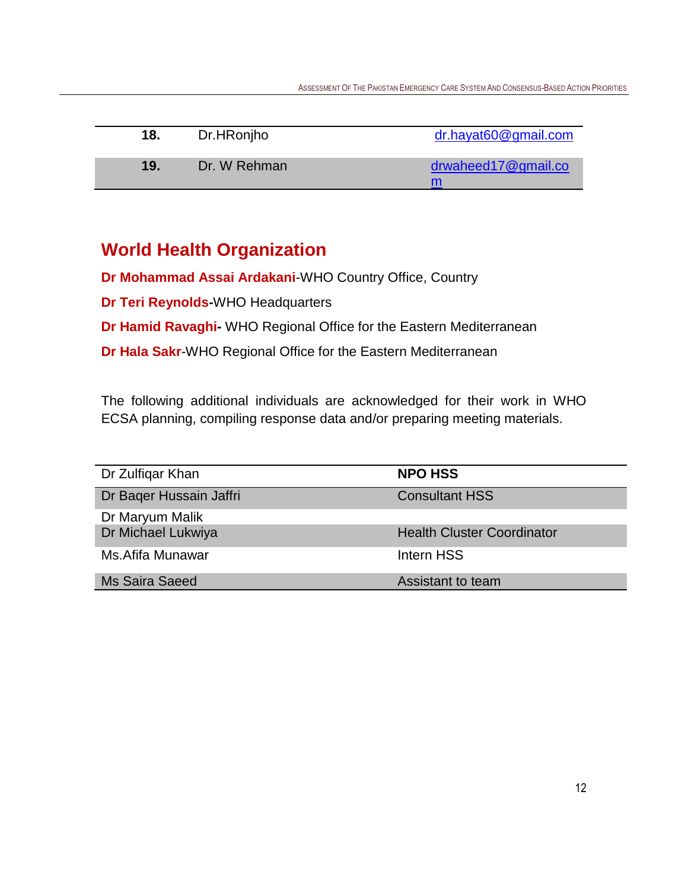| | | |
|---|---|---|
| **18.** | Dr.HRonjho | dr.hayat60@gmail.com |
| **19.** | Dr. W Rehman | drwaheed17@gmail.com |

## World Health Organization

**Dr Mohammad Assai Ardakani**-WHO Country Office, Country

**Dr Teri Reynolds-**WHO Headquarters

**Dr Hamid Ravaghi-** WHO Regional Office for the Eastern Mediterranean

**Dr Hala Sakr**-WHO Regional Office for the Eastern Mediterranean

The following additional individuals are acknowledged for their work in WHO ECSA planning, compiling response data and/or preparing meeting materials.

| Dr Zulfiqar Khan | **NPO HSS** |
|---|---|
| Dr Baqer Hussain Jaffri | Consultant HSS |
| Dr Maryum Malik | |
| Dr Michael Lukwiya | Health Cluster Coordinator |
| Ms.Afifa Munawar | Intern HSS |
| Ms Saira Saeed | Assistant to team |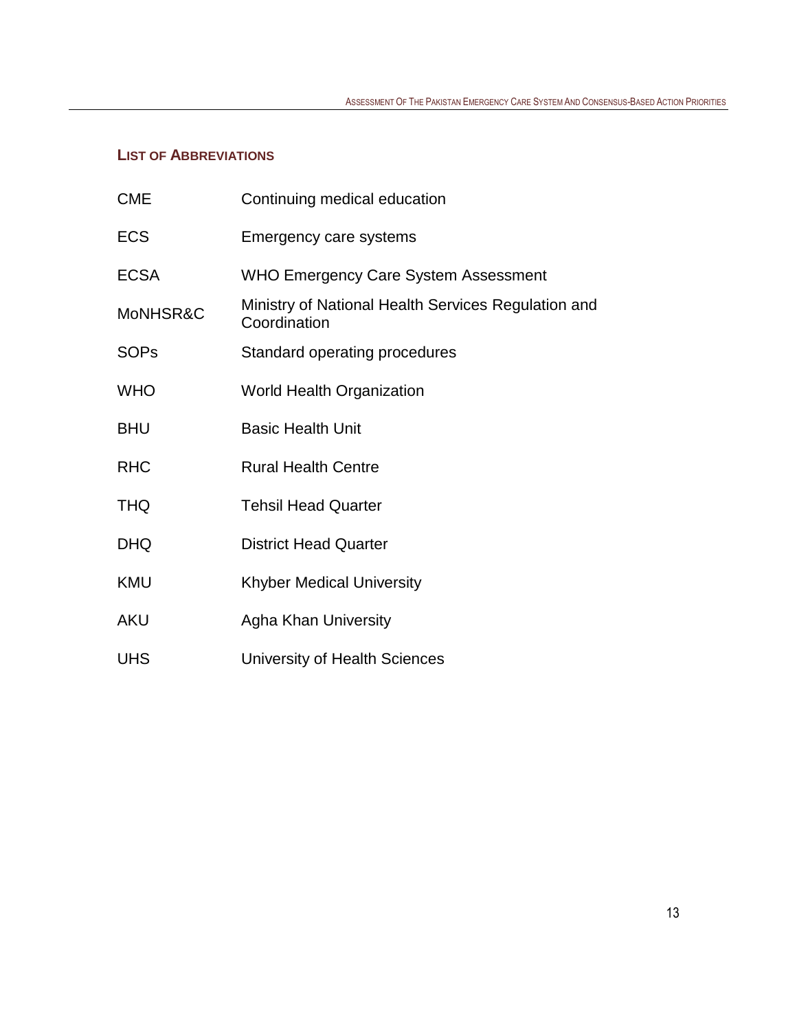## LIST OF ABBREVIATIONS

| | |
|---|---|
| CME | Continuing medical education |
| ECS | Emergency care systems |
| ECSA | WHO Emergency Care System Assessment |
| MoNHSR&C | Ministry of National Health Services Regulation and Coordination |
| SOPs | Standard operating procedures |
| WHO | World Health Organization |
| BHU | Basic Health Unit |
| RHC | Rural Health Centre |
| THQ | Tehsil Head Quarter |
| DHQ | District Head Quarter |
| KMU | Khyber Medical University |
| AKU | Agha Khan University |
| UHS | University of Health Sciences |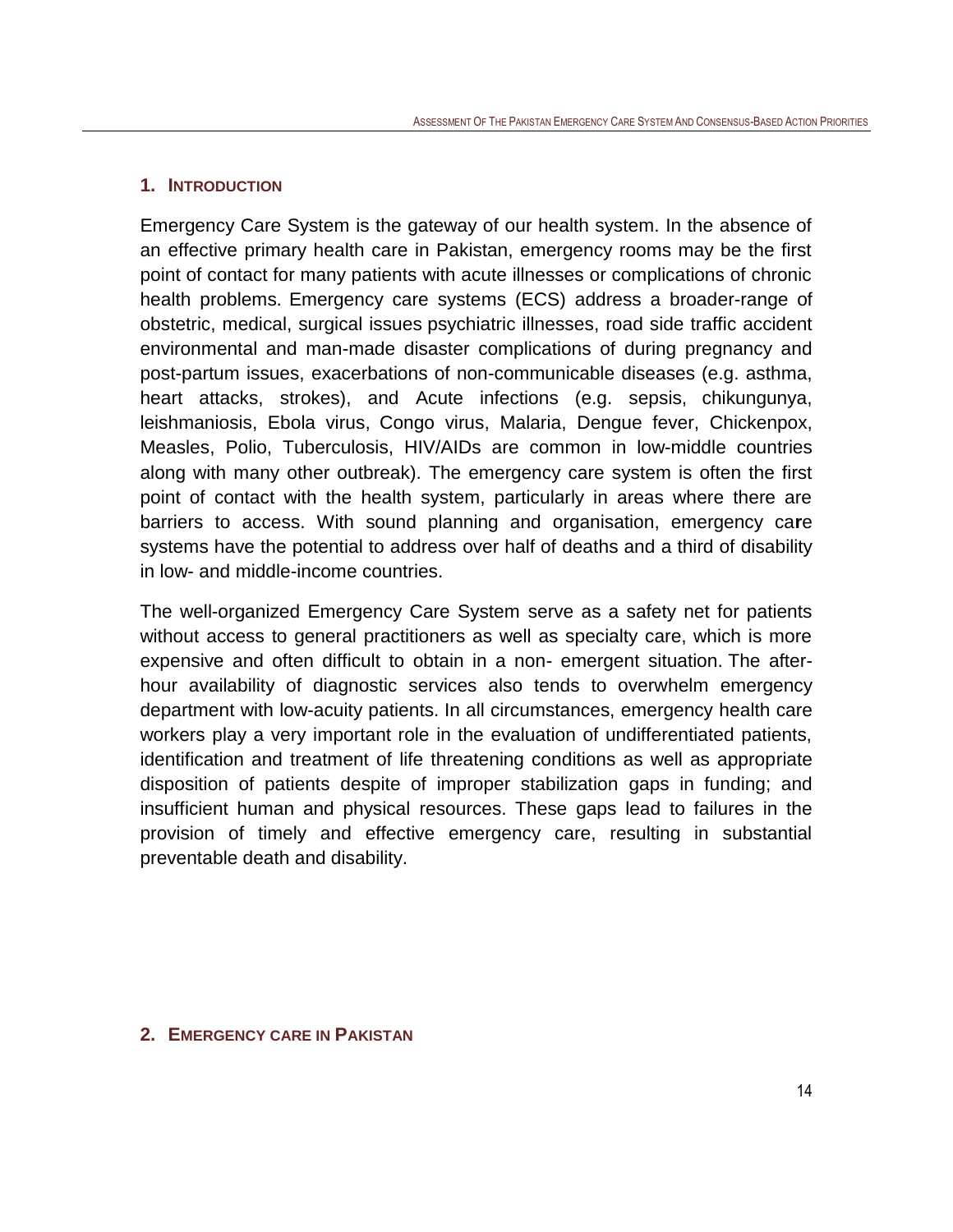## 1. INTRODUCTION

Emergency Care System is the gateway of our health system. In the absence of an effective primary health care in Pakistan, emergency rooms may be the first point of contact for many patients with acute illnesses or complications of chronic health problems. Emergency care systems (ECS) address a broader-range of obstetric, medical, surgical issues psychiatric illnesses, road side traffic accident environmental and man-made disaster complications of during pregnancy and post-partum issues, exacerbations of non-communicable diseases (e.g. asthma, heart attacks, strokes), and Acute infections (e.g. sepsis, chikungunya, leishmaniosis, Ebola virus, Congo virus, Malaria, Dengue fever, Chickenpox, Measles, Polio, Tuberculosis, HIV/AIDs are common in low-middle countries along with many other outbreak). The emergency care system is often the first point of contact with the health system, particularly in areas where there are barriers to access. With sound planning and organisation, emergency care systems have the potential to address over half of deaths and a third of disability in low- and middle-income countries.

The well-organized Emergency Care System serve as a safety net for patients without access to general practitioners as well as specialty care, which is more expensive and often difficult to obtain in a non- emergent situation. The after-hour availability of diagnostic services also tends to overwhelm emergency department with low-acuity patients. In all circumstances, emergency health care workers play a very important role in the evaluation of undifferentiated patients, identification and treatment of life threatening conditions as well as appropriate disposition of patients despite of improper stabilization gaps in funding; and insufficient human and physical resources. These gaps lead to failures in the provision of timely and effective emergency care, resulting in substantial preventable death and disability.

## 2. EMERGENCY CARE IN PAKISTAN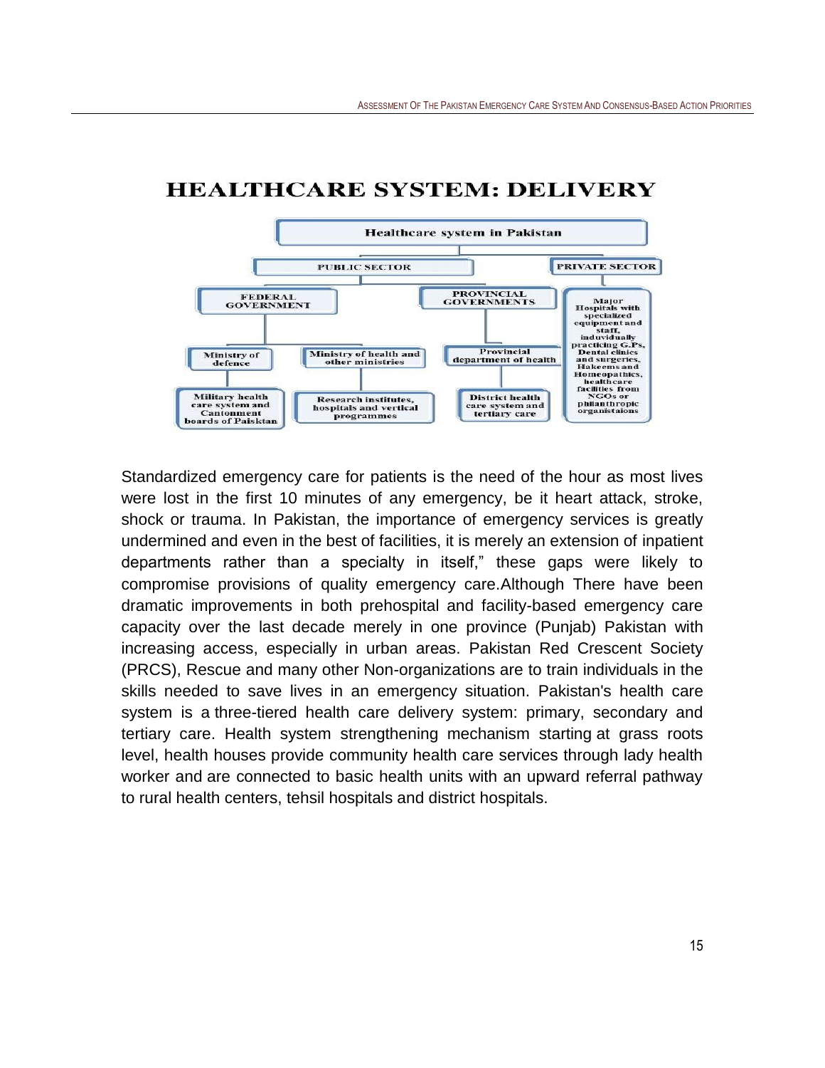# HEALTHCARE SYSTEM: DELIVERY

Healthcare system in Pakistan

PUBLIC SECTOR

PRIVATE SECTOR

FEDERAL GOVERNMENT

PROVINCIAL GOVERNMENTS

Major Hospitals with specialized equipment and staff, individually practicing G.Ps, Dental clinics and surgeries, Hakeems and Homeopathics, healthcare facilities from NGOs or philanthropic organistaions

Ministry of defence

Ministry of health and other ministries

Provincial department of health

Military health care system and Cantonment boards of Paisktan

Research institutes, hospitals and vertical programmes

District health care system and tertiary care

Standardized emergency care for patients is the need of the hour as most lives were lost in the first 10 minutes of any emergency, be it heart attack, stroke, shock or trauma. In Pakistan, the importance of emergency services is greatly undermined and even in the best of facilities, it is merely an extension of inpatient departments rather than a specialty in itself," these gaps were likely to compromise provisions of quality emergency care.Although There have been dramatic improvements in both prehospital and facility-based emergency care capacity over the last decade merely in one province (Punjab) Pakistan with increasing access, especially in urban areas. Pakistan Red Crescent Society (PRCS), Rescue and many other Non-organizations are to train individuals in the skills needed to save lives in an emergency situation. Pakistan's health care system is a three-tiered health care delivery system: primary, secondary and tertiary care. Health system strengthening mechanism starting at grass roots level, health houses provide community health care services through lady health worker and are connected to basic health units with an upward referral pathway to rural health centers, tehsil hospitals and district hospitals.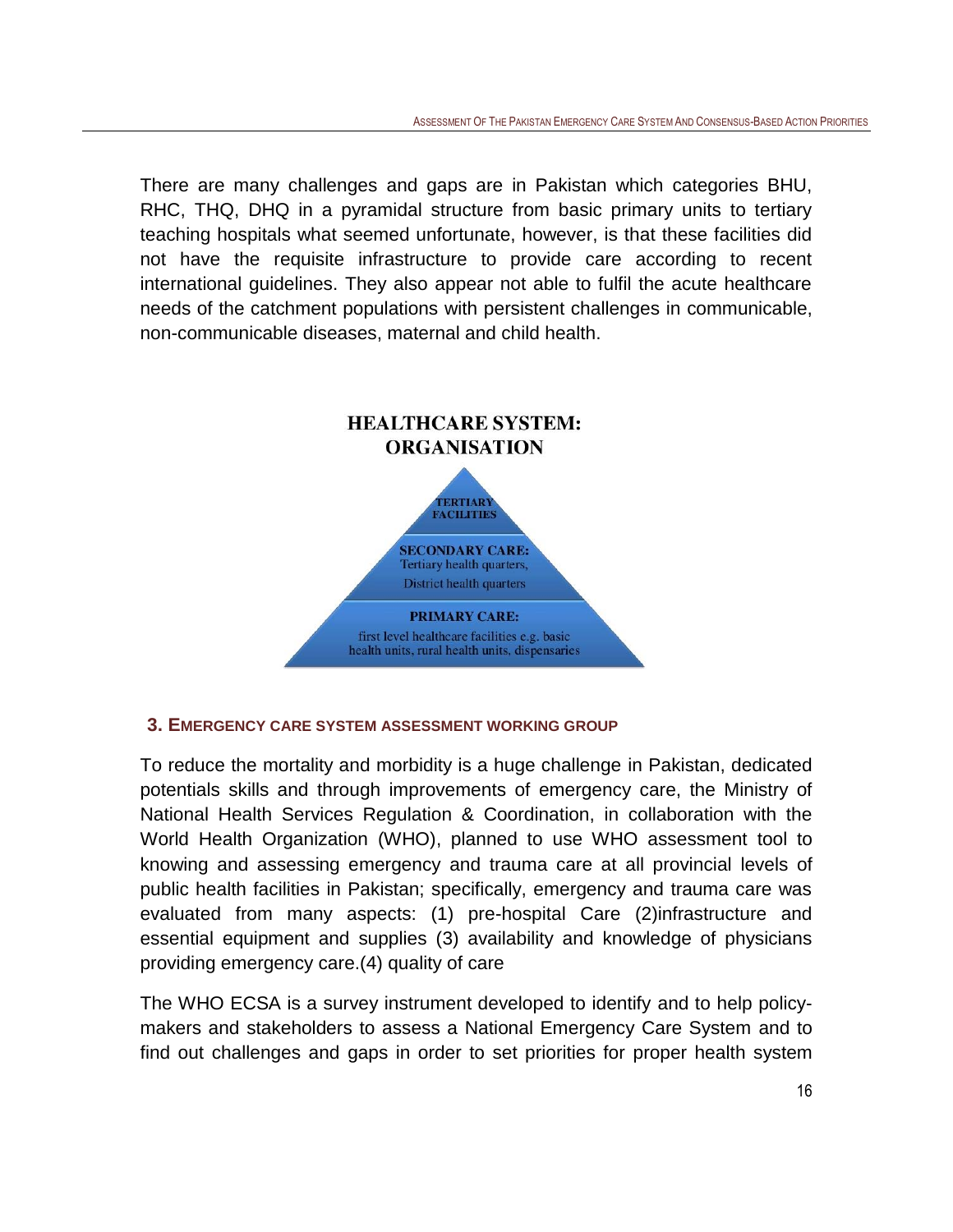There are many challenges and gaps are in Pakistan which categories BHU, RHC, THQ, DHQ in a pyramidal structure from basic primary units to tertiary teaching hospitals what seemed unfortunate, however, is that these facilities did not have the requisite infrastructure to provide care according to recent international guidelines. They also appear not able to fulfil the acute healthcare needs of the catchment populations with persistent challenges in communicable, non-communicable diseases, maternal and child health.

**HEALTHCARE SYSTEM: ORGANISATION**

**TERTIARY FACILITIES**

**SECONDARY CARE:** Tertiary health quarters, District health quarters

**PRIMARY CARE:** first level healthcare facilities e.g. basic health units, rural health units, dispensaries

### 3. EMERGENCY CARE SYSTEM ASSESSMENT WORKING GROUP

To reduce the mortality and morbidity is a huge challenge in Pakistan, dedicated potentials skills and through improvements of emergency care, the Ministry of National Health Services Regulation & Coordination, in collaboration with the World Health Organization (WHO), planned to use WHO assessment tool to knowing and assessing emergency and trauma care at all provincial levels of public health facilities in Pakistan; specifically, emergency and trauma care was evaluated from many aspects: (1) pre-hospital Care (2)infrastructure and essential equipment and supplies (3) availability and knowledge of physicians providing emergency care.(4) quality of care

The WHO ECSA is a survey instrument developed to identify and to help policy-makers and stakeholders to assess a National Emergency Care System and to find out challenges and gaps in order to set priorities for proper health system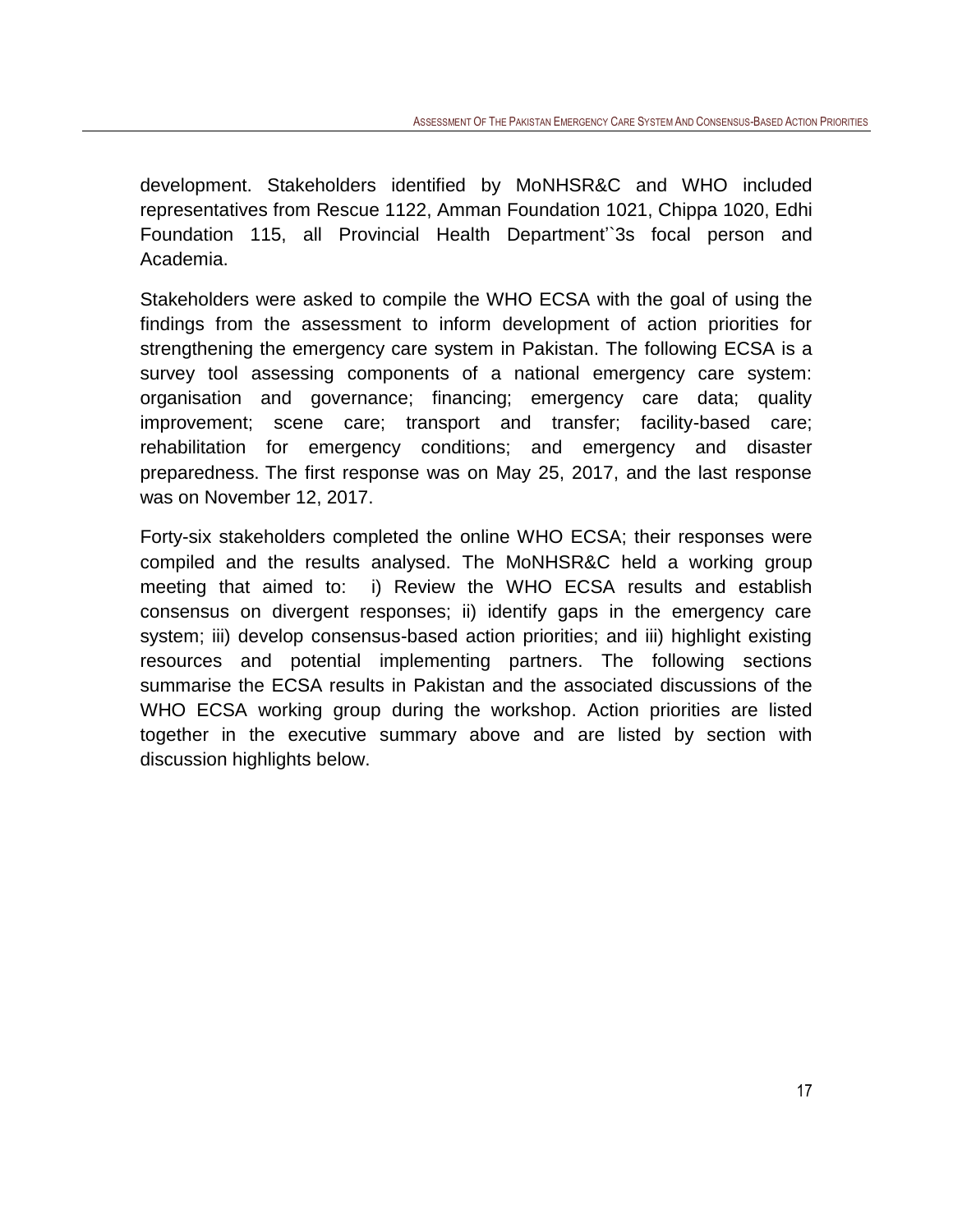development. Stakeholders identified by MoNHSR&C and WHO included representatives from Rescue 1122, Amman Foundation 1021, Chippa 1020, Edhi Foundation 115, all Provincial Health Department'`3s focal person and Academia.

Stakeholders were asked to compile the WHO ECSA with the goal of using the findings from the assessment to inform development of action priorities for strengthening the emergency care system in Pakistan. The following ECSA is a survey tool assessing components of a national emergency care system: organisation and governance; financing; emergency care data; quality improvement; scene care; transport and transfer; facility-based care; rehabilitation for emergency conditions; and emergency and disaster preparedness. The first response was on May 25, 2017, and the last response was on November 12, 2017.

Forty-six stakeholders completed the online WHO ECSA; their responses were compiled and the results analysed. The MoNHSR&C held a working group meeting that aimed to: i) Review the WHO ECSA results and establish consensus on divergent responses; ii) identify gaps in the emergency care system; iii) develop consensus-based action priorities; and iii) highlight existing resources and potential implementing partners. The following sections summarise the ECSA results in Pakistan and the associated discussions of the WHO ECSA working group during the workshop. Action priorities are listed together in the executive summary above and are listed by section with discussion highlights below.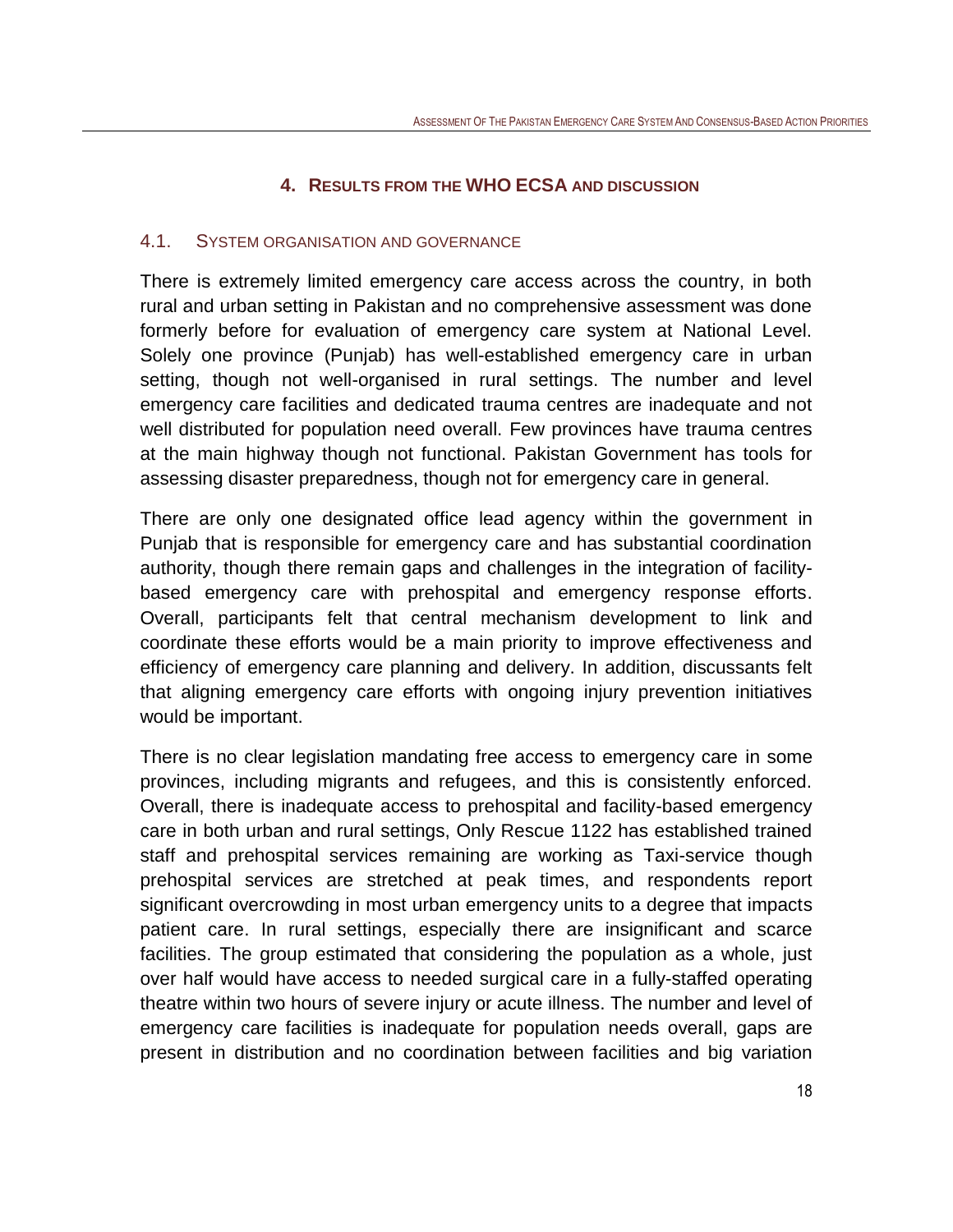## 4. RESULTS FROM THE WHO ECSA AND DISCUSSION

### 4.1. SYSTEM ORGANISATION AND GOVERNANCE

There is extremely limited emergency care access across the country, in both rural and urban setting in Pakistan and no comprehensive assessment was done formerly before for evaluation of emergency care system at National Level. Solely one province (Punjab) has well-established emergency care in urban setting, though not well-organised in rural settings. The number and level emergency care facilities and dedicated trauma centres are inadequate and not well distributed for population need overall. Few provinces have trauma centres at the main highway though not functional. Pakistan Government has tools for assessing disaster preparedness, though not for emergency care in general.

There are only one designated office lead agency within the government in Punjab that is responsible for emergency care and has substantial coordination authority, though there remain gaps and challenges in the integration of facility-based emergency care with prehospital and emergency response efforts. Overall, participants felt that central mechanism development to link and coordinate these efforts would be a main priority to improve effectiveness and efficiency of emergency care planning and delivery. In addition, discussants felt that aligning emergency care efforts with ongoing injury prevention initiatives would be important.

There is no clear legislation mandating free access to emergency care in some provinces, including migrants and refugees, and this is consistently enforced. Overall, there is inadequate access to prehospital and facility-based emergency care in both urban and rural settings, Only Rescue 1122 has established trained staff and prehospital services remaining are working as Taxi-service though prehospital services are stretched at peak times, and respondents report significant overcrowding in most urban emergency units to a degree that impacts patient care. In rural settings, especially there are insignificant and scarce facilities. The group estimated that considering the population as a whole, just over half would have access to needed surgical care in a fully-staffed operating theatre within two hours of severe injury or acute illness. The number and level of emergency care facilities is inadequate for population needs overall, gaps are present in distribution and no coordination between facilities and big variation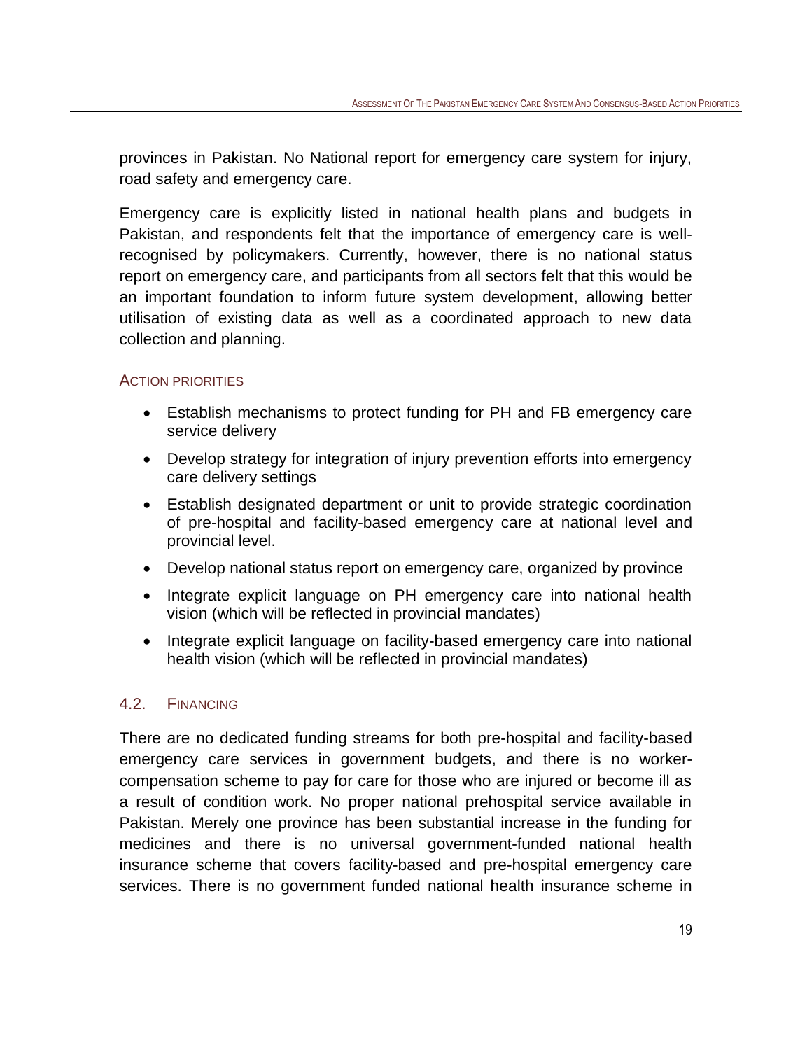provinces in Pakistan. No National report for emergency care system for injury, road safety and emergency care.

Emergency care is explicitly listed in national health plans and budgets in Pakistan, and respondents felt that the importance of emergency care is well-recognised by policymakers. Currently, however, there is no national status report on emergency care, and participants from all sectors felt that this would be an important foundation to inform future system development, allowing better utilisation of existing data as well as a coordinated approach to new data collection and planning.

#### ACTION PRIORITIES

- Establish mechanisms to protect funding for PH and FB emergency care service delivery
- Develop strategy for integration of injury prevention efforts into emergency care delivery settings
- Establish designated department or unit to provide strategic coordination of pre-hospital and facility-based emergency care at national level and provincial level.
- Develop national status report on emergency care, organized by province
- Integrate explicit language on PH emergency care into national health vision (which will be reflected in provincial mandates)
- Integrate explicit language on facility-based emergency care into national health vision (which will be reflected in provincial mandates)

### 4.2. FINANCING

There are no dedicated funding streams for both pre-hospital and facility-based emergency care services in government budgets, and there is no worker-compensation scheme to pay for care for those who are injured or become ill as a result of condition work. No proper national prehospital service available in Pakistan. Merely one province has been substantial increase in the funding for medicines and there is no universal government-funded national health insurance scheme that covers facility-based and pre-hospital emergency care services. There is no government funded national health insurance scheme in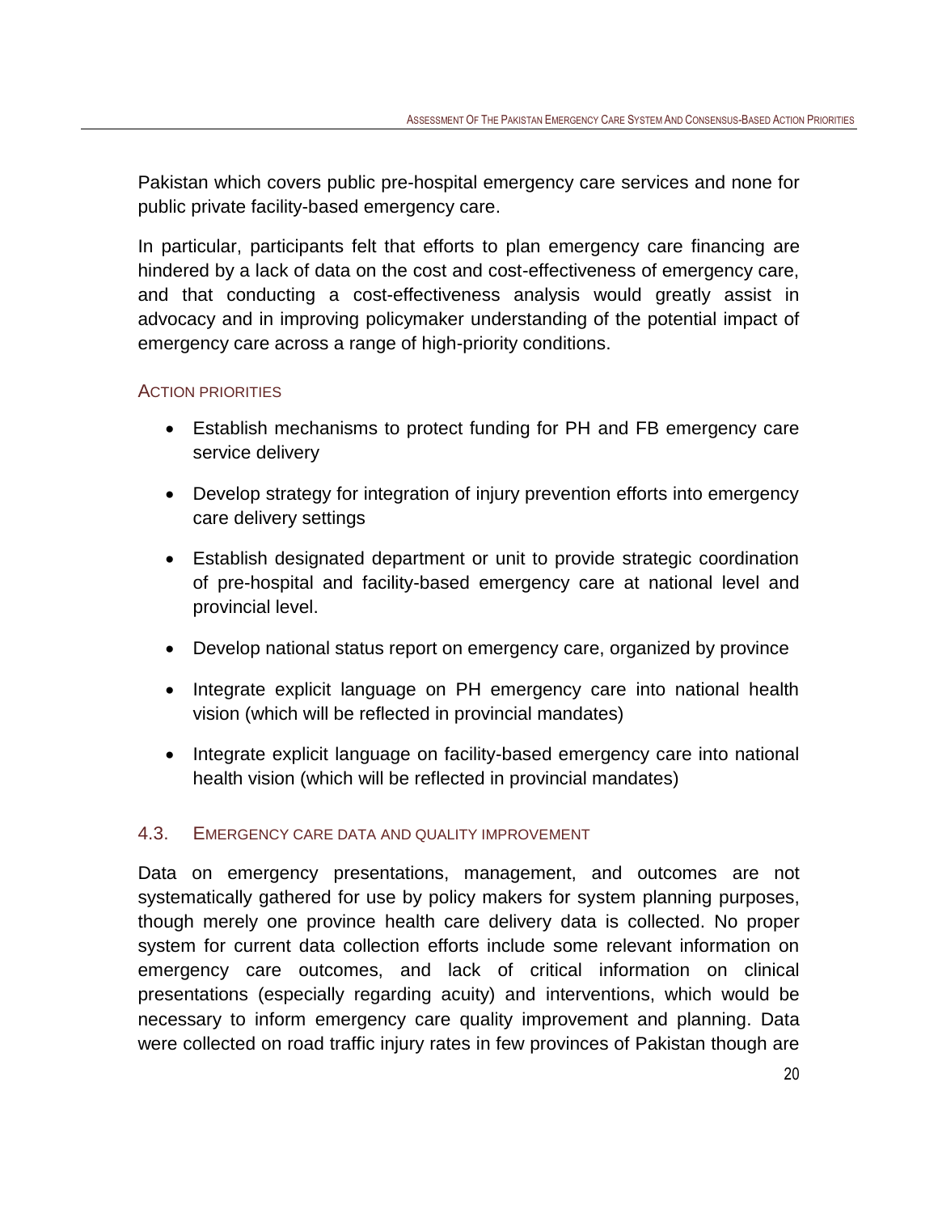Pakistan which covers public pre-hospital emergency care services and none for public private facility-based emergency care.

In particular, participants felt that efforts to plan emergency care financing are hindered by a lack of data on the cost and cost-effectiveness of emergency care, and that conducting a cost-effectiveness analysis would greatly assist in advocacy and in improving policymaker understanding of the potential impact of emergency care across a range of high-priority conditions.

### ACTION PRIORITIES

- Establish mechanisms to protect funding for PH and FB emergency care service delivery
- Develop strategy for integration of injury prevention efforts into emergency care delivery settings
- Establish designated department or unit to provide strategic coordination of pre-hospital and facility-based emergency care at national level and provincial level.
- Develop national status report on emergency care, organized by province
- Integrate explicit language on PH emergency care into national health vision (which will be reflected in provincial mandates)
- Integrate explicit language on facility-based emergency care into national health vision (which will be reflected in provincial mandates)

## 4.3. EMERGENCY CARE DATA AND QUALITY IMPROVEMENT

Data on emergency presentations, management, and outcomes are not systematically gathered for use by policy makers for system planning purposes, though merely one province health care delivery data is collected. No proper system for current data collection efforts include some relevant information on emergency care outcomes, and lack of critical information on clinical presentations (especially regarding acuity) and interventions, which would be necessary to inform emergency care quality improvement and planning. Data were collected on road traffic injury rates in few provinces of Pakistan though are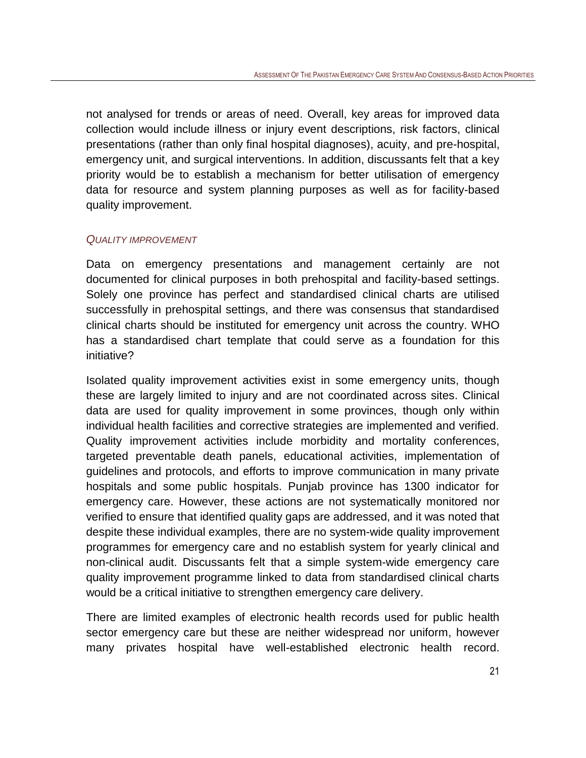not analysed for trends or areas of need. Overall, key areas for improved data collection would include illness or injury event descriptions, risk factors, clinical presentations (rather than only final hospital diagnoses), acuity, and pre-hospital, emergency unit, and surgical interventions. In addition, discussants felt that a key priority would be to establish a mechanism for better utilisation of emergency data for resource and system planning purposes as well as for facility-based quality improvement.

### *QUALITY IMPROVEMENT*

Data on emergency presentations and management certainly are not documented for clinical purposes in both prehospital and facility-based settings. Solely one province has perfect and standardised clinical charts are utilised successfully in prehospital settings, and there was consensus that standardised clinical charts should be instituted for emergency unit across the country. WHO has a standardised chart template that could serve as a foundation for this initiative?

Isolated quality improvement activities exist in some emergency units, though these are largely limited to injury and are not coordinated across sites. Clinical data are used for quality improvement in some provinces, though only within individual health facilities and corrective strategies are implemented and verified. Quality improvement activities include morbidity and mortality conferences, targeted preventable death panels, educational activities, implementation of guidelines and protocols, and efforts to improve communication in many private hospitals and some public hospitals. Punjab province has 1300 indicator for emergency care. However, these actions are not systematically monitored nor verified to ensure that identified quality gaps are addressed, and it was noted that despite these individual examples, there are no system-wide quality improvement programmes for emergency care and no establish system for yearly clinical and non-clinical audit. Discussants felt that a simple system-wide emergency care quality improvement programme linked to data from standardised clinical charts would be a critical initiative to strengthen emergency care delivery.

There are limited examples of electronic health records used for public health sector emergency care but these are neither widespread nor uniform, however many privates hospital have well-established electronic health record.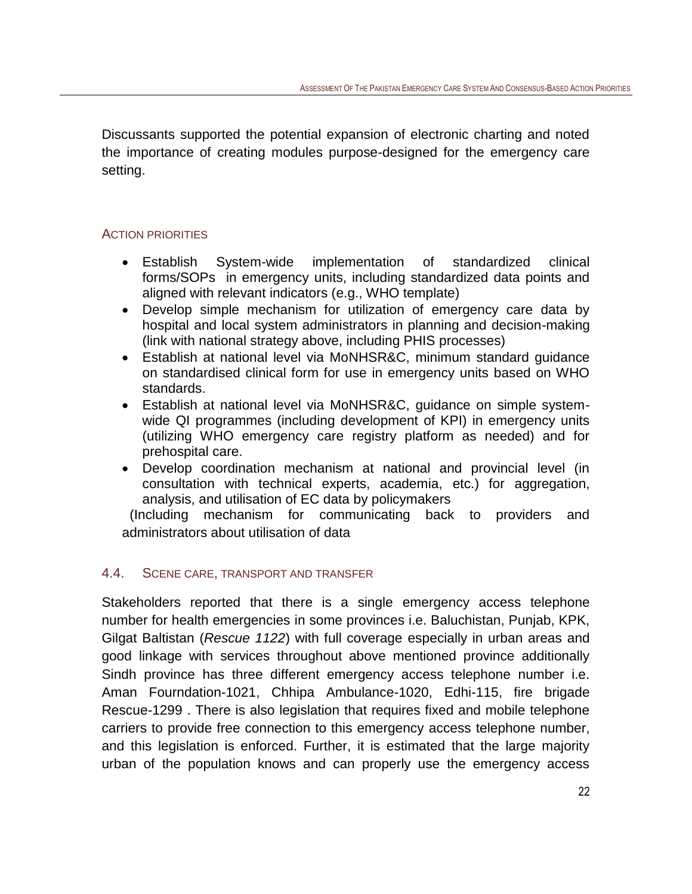Discussants supported the potential expansion of electronic charting and noted the importance of creating modules purpose-designed for the emergency care setting.

### ACTION PRIORITIES

- Establish System-wide implementation of standardized clinical forms/SOPs in emergency units, including standardized data points and aligned with relevant indicators (e.g., WHO template)
- Develop simple mechanism for utilization of emergency care data by hospital and local system administrators in planning and decision-making (link with national strategy above, including PHIS processes)
- Establish at national level via MoNHSR&C, minimum standard guidance on standardised clinical form for use in emergency units based on WHO standards.
- Establish at national level via MoNHSR&C, guidance on simple system-wide QI programmes (including development of KPI) in emergency units (utilizing WHO emergency care registry platform as needed) and for prehospital care.
- Develop coordination mechanism at national and provincial level (in consultation with technical experts, academia, etc.) for aggregation, analysis, and utilisation of EC data by policymakers

(Including mechanism for communicating back to providers and administrators about utilisation of data

## 4.4. SCENE CARE, TRANSPORT AND TRANSFER

Stakeholders reported that there is a single emergency access telephone number for health emergencies in some provinces i.e. Baluchistan, Punjab, KPK, Gilgat Baltistan (*Rescue 1122*) with full coverage especially in urban areas and good linkage with services throughout above mentioned province additionally Sindh province has three different emergency access telephone number i.e. Aman Fourndation-1021, Chhipa Ambulance-1020, Edhi-115, fire brigade Rescue-1299 . There is also legislation that requires fixed and mobile telephone carriers to provide free connection to this emergency access telephone number, and this legislation is enforced. Further, it is estimated that the large majority urban of the population knows and can properly use the emergency access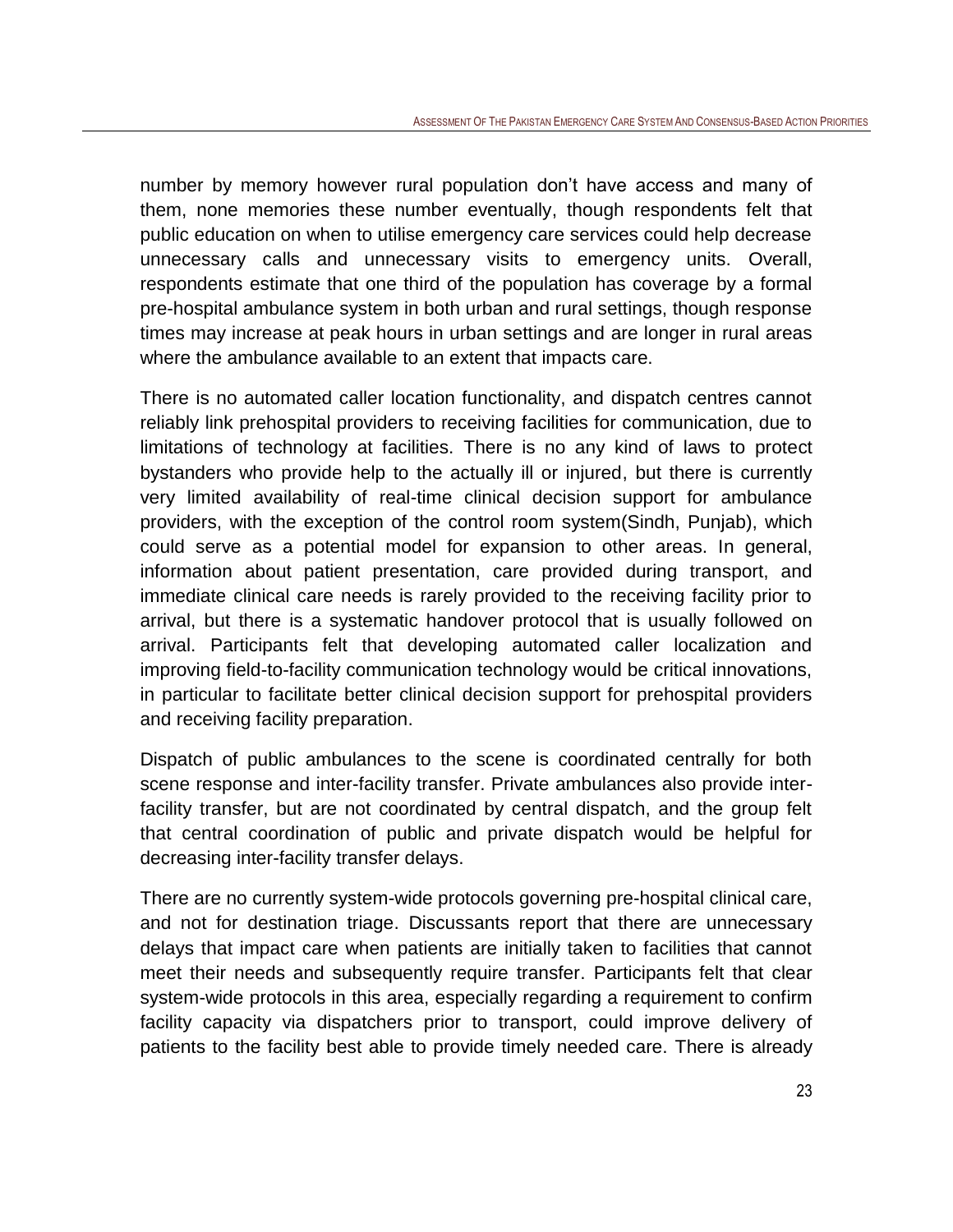number by memory however rural population don't have access and many of them, none memories these number eventually, though respondents felt that public education on when to utilise emergency care services could help decrease unnecessary calls and unnecessary visits to emergency units. Overall, respondents estimate that one third of the population has coverage by a formal pre-hospital ambulance system in both urban and rural settings, though response times may increase at peak hours in urban settings and are longer in rural areas where the ambulance available to an extent that impacts care.

There is no automated caller location functionality, and dispatch centres cannot reliably link prehospital providers to receiving facilities for communication, due to limitations of technology at facilities. There is no any kind of laws to protect bystanders who provide help to the actually ill or injured, but there is currently very limited availability of real-time clinical decision support for ambulance providers, with the exception of the control room system(Sindh, Punjab), which could serve as a potential model for expansion to other areas. In general, information about patient presentation, care provided during transport, and immediate clinical care needs is rarely provided to the receiving facility prior to arrival, but there is a systematic handover protocol that is usually followed on arrival. Participants felt that developing automated caller localization and improving field-to-facility communication technology would be critical innovations, in particular to facilitate better clinical decision support for prehospital providers and receiving facility preparation.

Dispatch of public ambulances to the scene is coordinated centrally for both scene response and inter-facility transfer. Private ambulances also provide inter-facility transfer, but are not coordinated by central dispatch, and the group felt that central coordination of public and private dispatch would be helpful for decreasing inter-facility transfer delays.

There are no currently system-wide protocols governing pre-hospital clinical care, and not for destination triage. Discussants report that there are unnecessary delays that impact care when patients are initially taken to facilities that cannot meet their needs and subsequently require transfer. Participants felt that clear system-wide protocols in this area, especially regarding a requirement to confirm facility capacity via dispatchers prior to transport, could improve delivery of patients to the facility best able to provide timely needed care. There is already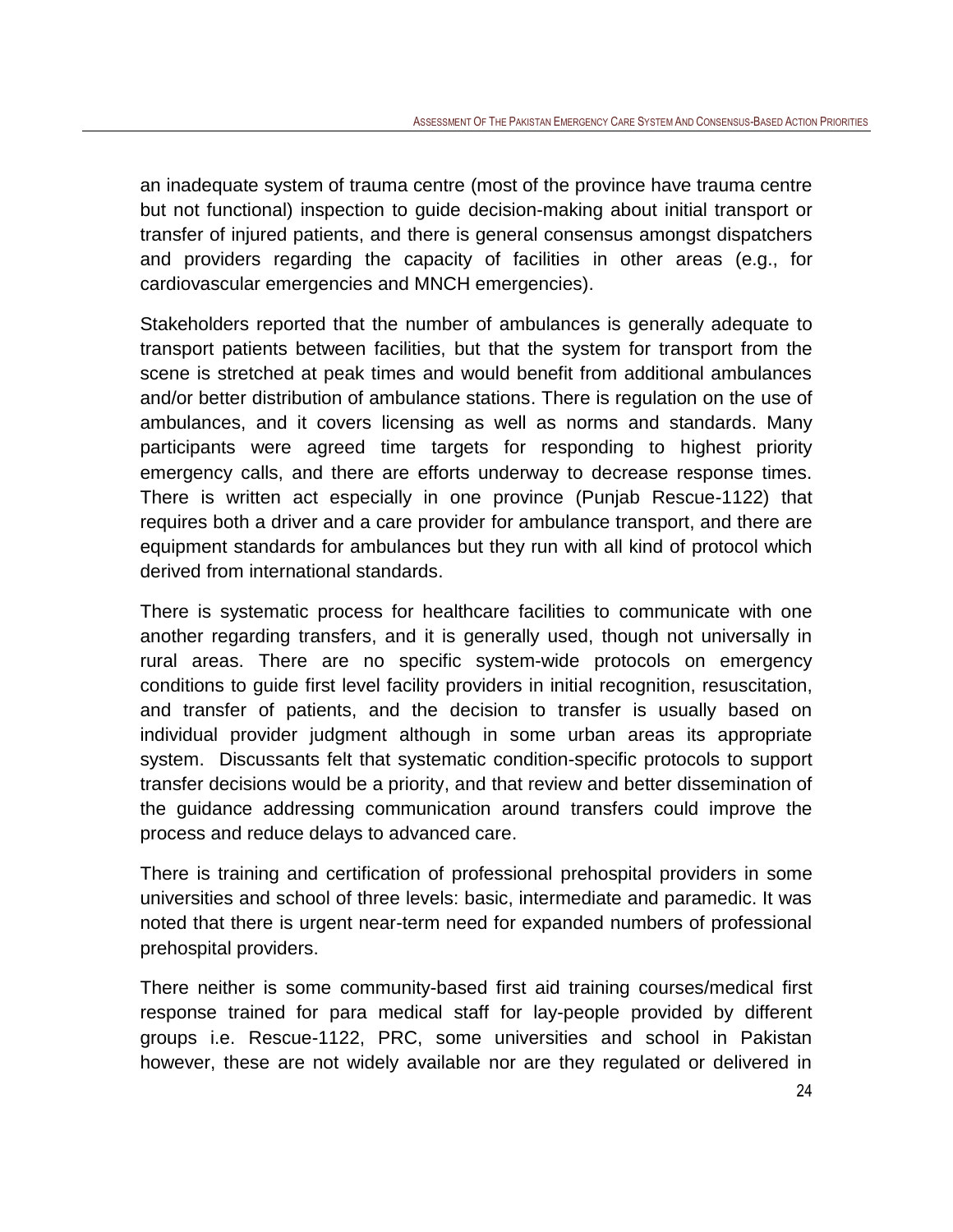an inadequate system of trauma centre (most of the province have trauma centre but not functional) inspection to guide decision-making about initial transport or transfer of injured patients, and there is general consensus amongst dispatchers and providers regarding the capacity of facilities in other areas (e.g., for cardiovascular emergencies and MNCH emergencies).

Stakeholders reported that the number of ambulances is generally adequate to transport patients between facilities, but that the system for transport from the scene is stretched at peak times and would benefit from additional ambulances and/or better distribution of ambulance stations. There is regulation on the use of ambulances, and it covers licensing as well as norms and standards. Many participants were agreed time targets for responding to highest priority emergency calls, and there are efforts underway to decrease response times. There is written act especially in one province (Punjab Rescue-1122) that requires both a driver and a care provider for ambulance transport, and there are equipment standards for ambulances but they run with all kind of protocol which derived from international standards.

There is systematic process for healthcare facilities to communicate with one another regarding transfers, and it is generally used, though not universally in rural areas. There are no specific system-wide protocols on emergency conditions to guide first level facility providers in initial recognition, resuscitation, and transfer of patients, and the decision to transfer is usually based on individual provider judgment although in some urban areas its appropriate system. Discussants felt that systematic condition-specific protocols to support transfer decisions would be a priority, and that review and better dissemination of the guidance addressing communication around transfers could improve the process and reduce delays to advanced care.

There is training and certification of professional prehospital providers in some universities and school of three levels: basic, intermediate and paramedic. It was noted that there is urgent near-term need for expanded numbers of professional prehospital providers.

There neither is some community-based first aid training courses/medical first response trained for para medical staff for lay-people provided by different groups i.e. Rescue-1122, PRC, some universities and school in Pakistan however, these are not widely available nor are they regulated or delivered in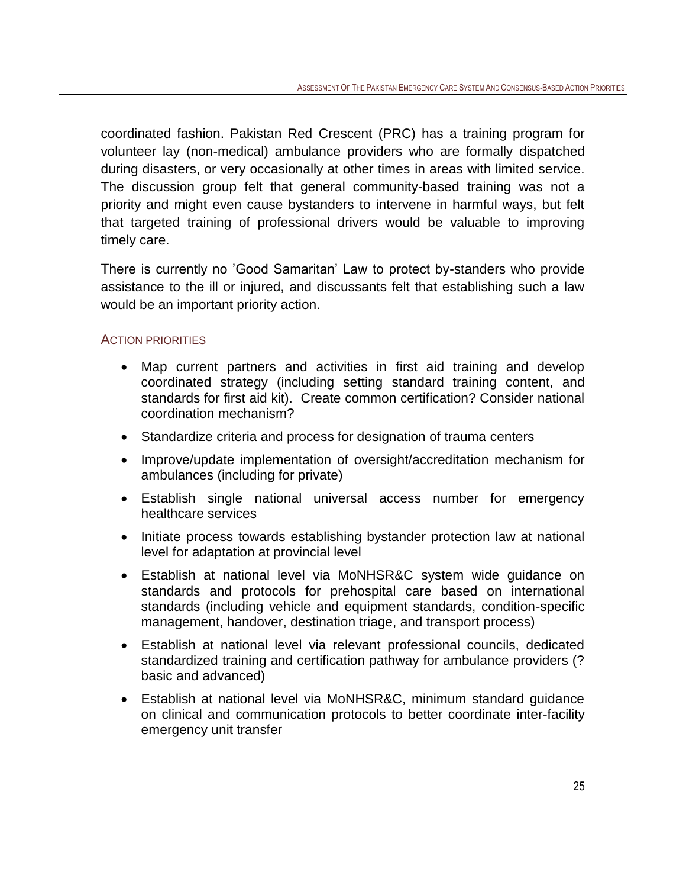coordinated fashion. Pakistan Red Crescent (PRC) has a training program for volunteer lay (non-medical) ambulance providers who are formally dispatched during disasters, or very occasionally at other times in areas with limited service. The discussion group felt that general community-based training was not a priority and might even cause bystanders to intervene in harmful ways, but felt that targeted training of professional drivers would be valuable to improving timely care.

There is currently no 'Good Samaritan' Law to protect by-standers who provide assistance to the ill or injured, and discussants felt that establishing such a law would be an important priority action.

### ACTION PRIORITIES

- Map current partners and activities in first aid training and develop coordinated strategy (including setting standard training content, and standards for first aid kit). Create common certification? Consider national coordination mechanism?
- Standardize criteria and process for designation of trauma centers
- Improve/update implementation of oversight/accreditation mechanism for ambulances (including for private)
- Establish single national universal access number for emergency healthcare services
- Initiate process towards establishing bystander protection law at national level for adaptation at provincial level
- Establish at national level via MoNHSR&C system wide guidance on standards and protocols for prehospital care based on international standards (including vehicle and equipment standards, condition-specific management, handover, destination triage, and transport process)
- Establish at national level via relevant professional councils, dedicated standardized training and certification pathway for ambulance providers (? basic and advanced)
- Establish at national level via MoNHSR&C, minimum standard guidance on clinical and communication protocols to better coordinate inter-facility emergency unit transfer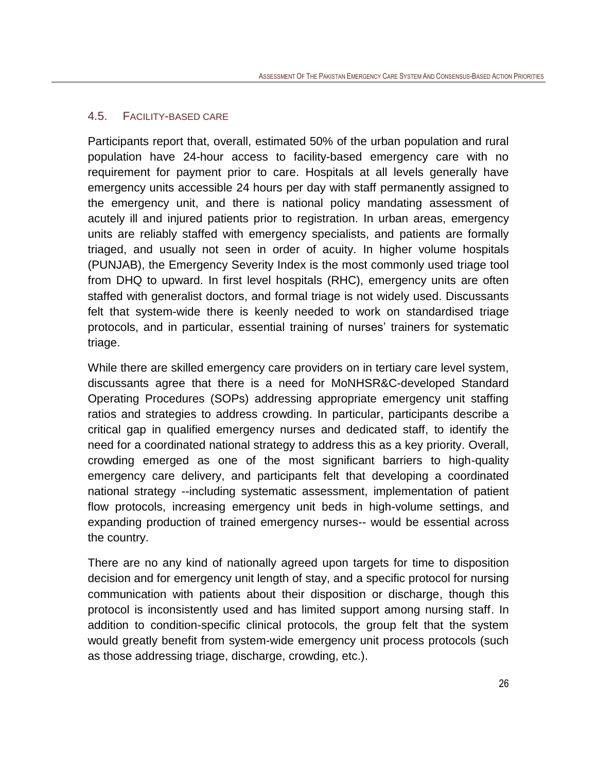## 4.5. Facility-based care

Participants report that, overall, estimated 50% of the urban population and rural population have 24-hour access to facility-based emergency care with no requirement for payment prior to care. Hospitals at all levels generally have emergency units accessible 24 hours per day with staff permanently assigned to the emergency unit, and there is national policy mandating assessment of acutely ill and injured patients prior to registration. In urban areas, emergency units are reliably staffed with emergency specialists, and patients are formally triaged, and usually not seen in order of acuity. In higher volume hospitals (PUNJAB), the Emergency Severity Index is the most commonly used triage tool from DHQ to upward. In first level hospitals (RHC), emergency units are often staffed with generalist doctors, and formal triage is not widely used. Discussants felt that system-wide there is keenly needed to work on standardised triage protocols, and in particular, essential training of nurses' trainers for systematic triage.

While there are skilled emergency care providers on in tertiary care level system, discussants agree that there is a need for MoNHSR&C-developed Standard Operating Procedures (SOPs) addressing appropriate emergency unit staffing ratios and strategies to address crowding. In particular, participants describe a critical gap in qualified emergency nurses and dedicated staff, to identify the need for a coordinated national strategy to address this as a key priority. Overall, crowding emerged as one of the most significant barriers to high-quality emergency care delivery, and participants felt that developing a coordinated national strategy --including systematic assessment, implementation of patient flow protocols, increasing emergency unit beds in high-volume settings, and expanding production of trained emergency nurses-- would be essential across the country.

There are no any kind of nationally agreed upon targets for time to disposition decision and for emergency unit length of stay, and a specific protocol for nursing communication with patients about their disposition or discharge, though this protocol is inconsistently used and has limited support among nursing staff. In addition to condition-specific clinical protocols, the group felt that the system would greatly benefit from system-wide emergency unit process protocols (such as those addressing triage, discharge, crowding, etc.).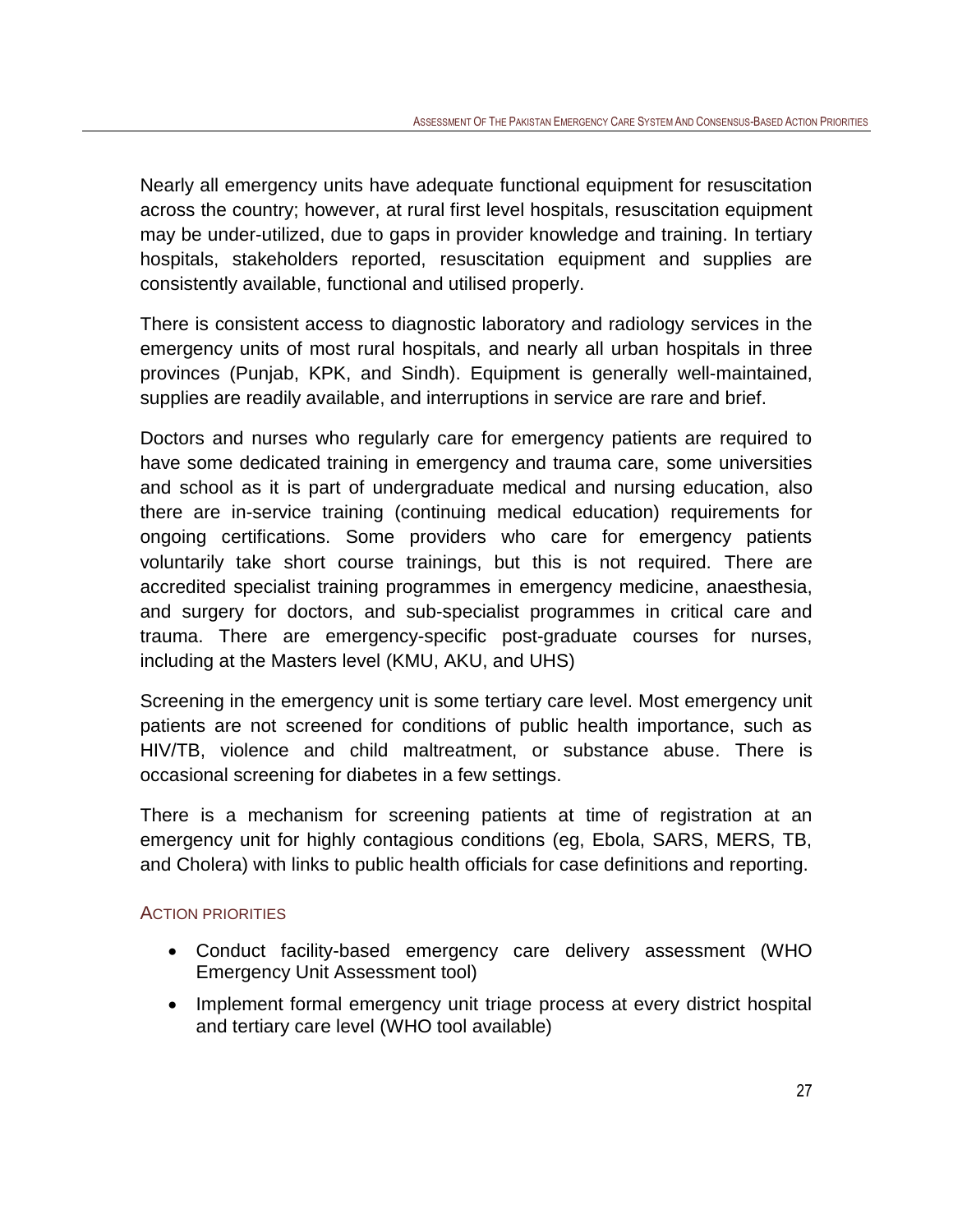Nearly all emergency units have adequate functional equipment for resuscitation across the country; however, at rural first level hospitals, resuscitation equipment may be under-utilized, due to gaps in provider knowledge and training. In tertiary hospitals, stakeholders reported, resuscitation equipment and supplies are consistently available, functional and utilised properly.

There is consistent access to diagnostic laboratory and radiology services in the emergency units of most rural hospitals, and nearly all urban hospitals in three provinces (Punjab, KPK, and Sindh). Equipment is generally well-maintained, supplies are readily available, and interruptions in service are rare and brief.

Doctors and nurses who regularly care for emergency patients are required to have some dedicated training in emergency and trauma care, some universities and school as it is part of undergraduate medical and nursing education, also there are in-service training (continuing medical education) requirements for ongoing certifications. Some providers who care for emergency patients voluntarily take short course trainings, but this is not required. There are accredited specialist training programmes in emergency medicine, anaesthesia, and surgery for doctors, and sub-specialist programmes in critical care and trauma. There are emergency-specific post-graduate courses for nurses, including at the Masters level (KMU, AKU, and UHS)

Screening in the emergency unit is some tertiary care level. Most emergency unit patients are not screened for conditions of public health importance, such as HIV/TB, violence and child maltreatment, or substance abuse. There is occasional screening for diabetes in a few settings.

There is a mechanism for screening patients at time of registration at an emergency unit for highly contagious conditions (eg, Ebola, SARS, MERS, TB, and Cholera) with links to public health officials for case definitions and reporting.

### Action priorities

- Conduct facility-based emergency care delivery assessment (WHO Emergency Unit Assessment tool)
- Implement formal emergency unit triage process at every district hospital and tertiary care level (WHO tool available)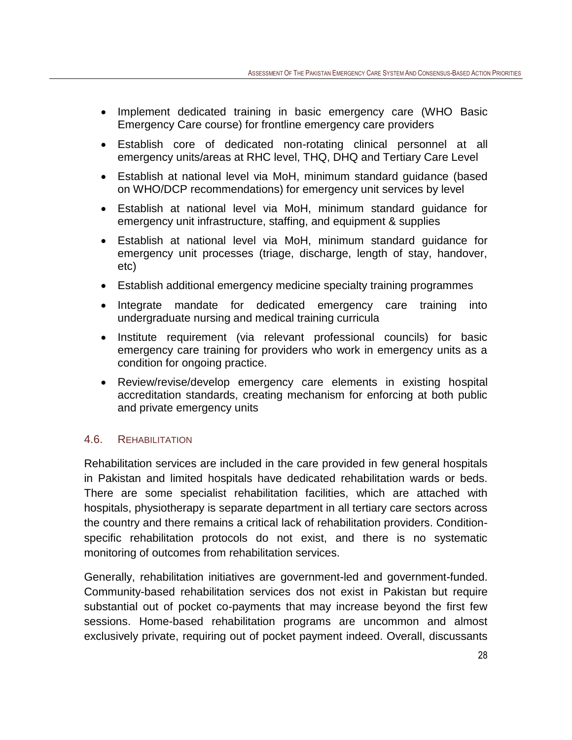- Implement dedicated training in basic emergency care (WHO Basic Emergency Care course) for frontline emergency care providers
- Establish core of dedicated non-rotating clinical personnel at all emergency units/areas at RHC level, THQ, DHQ and Tertiary Care Level
- Establish at national level via MoH, minimum standard guidance (based on WHO/DCP recommendations) for emergency unit services by level
- Establish at national level via MoH, minimum standard guidance for emergency unit infrastructure, staffing, and equipment & supplies
- Establish at national level via MoH, minimum standard guidance for emergency unit processes (triage, discharge, length of stay, handover, etc)
- Establish additional emergency medicine specialty training programmes
- Integrate mandate for dedicated emergency care training into undergraduate nursing and medical training curricula
- Institute requirement (via relevant professional councils) for basic emergency care training for providers who work in emergency units as a condition for ongoing practice.
- Review/revise/develop emergency care elements in existing hospital accreditation standards, creating mechanism for enforcing at both public and private emergency units

## 4.6. Rehabilitation

Rehabilitation services are included in the care provided in few general hospitals in Pakistan and limited hospitals have dedicated rehabilitation wards or beds. There are some specialist rehabilitation facilities, which are attached with hospitals, physiotherapy is separate department in all tertiary care sectors across the country and there remains a critical lack of rehabilitation providers. Condition-specific rehabilitation protocols do not exist, and there is no systematic monitoring of outcomes from rehabilitation services.

Generally, rehabilitation initiatives are government-led and government-funded. Community-based rehabilitation services dos not exist in Pakistan but require substantial out of pocket co-payments that may increase beyond the first few sessions. Home-based rehabilitation programs are uncommon and almost exclusively private, requiring out of pocket payment indeed. Overall, discussants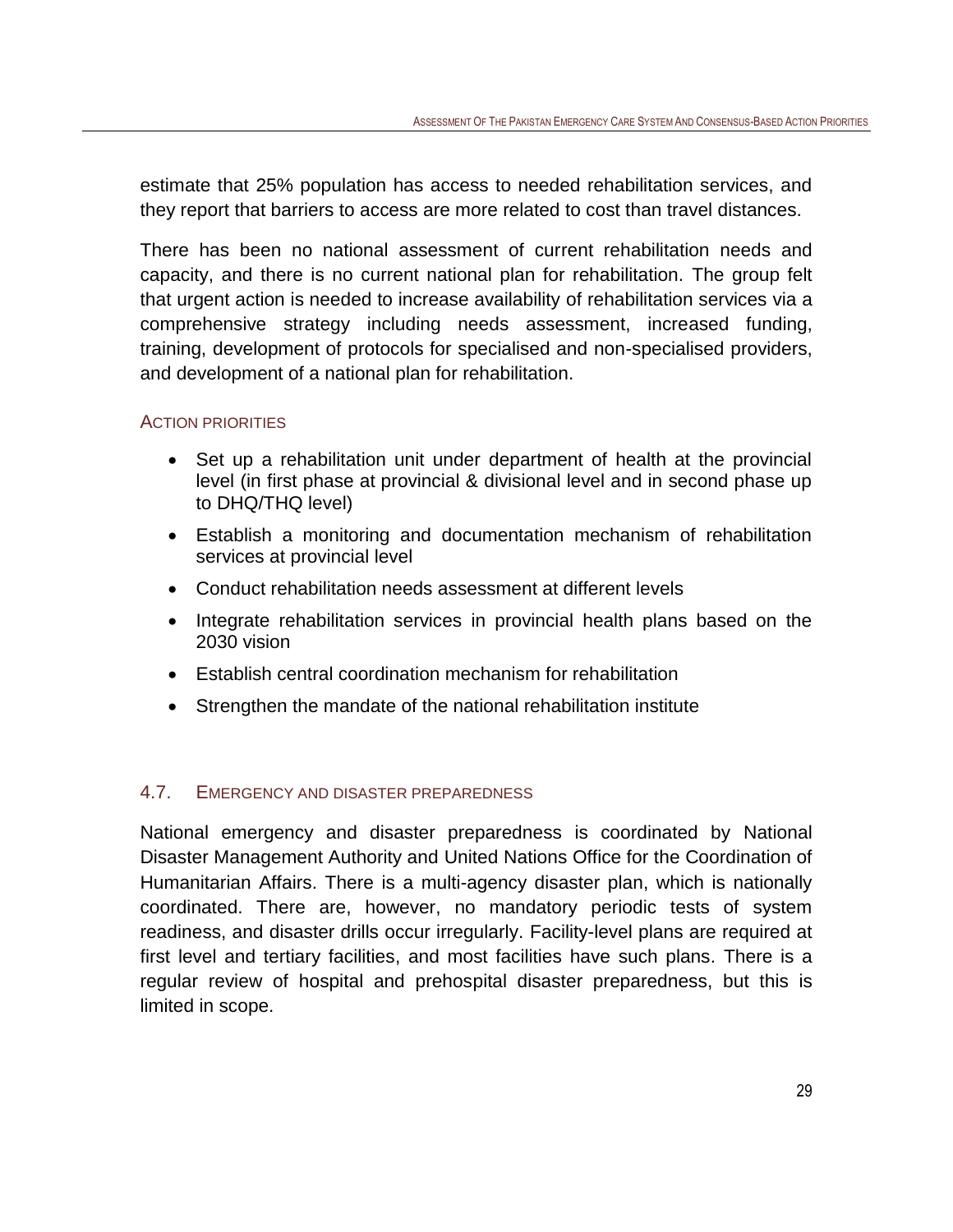estimate that 25% population has access to needed rehabilitation services, and they report that barriers to access are more related to cost than travel distances.

There has been no national assessment of current rehabilitation needs and capacity, and there is no current national plan for rehabilitation. The group felt that urgent action is needed to increase availability of rehabilitation services via a comprehensive strategy including needs assessment, increased funding, training, development of protocols for specialised and non-specialised providers, and development of a national plan for rehabilitation.

#### ACTION PRIORITIES

- Set up a rehabilitation unit under department of health at the provincial level (in first phase at provincial & divisional level and in second phase up to DHQ/THQ level)
- Establish a monitoring and documentation mechanism of rehabilitation services at provincial level
- Conduct rehabilitation needs assessment at different levels
- Integrate rehabilitation services in provincial health plans based on the 2030 vision
- Establish central coordination mechanism for rehabilitation
- Strengthen the mandate of the national rehabilitation institute

### 4.7. EMERGENCY AND DISASTER PREPAREDNESS

National emergency and disaster preparedness is coordinated by National Disaster Management Authority and United Nations Office for the Coordination of Humanitarian Affairs. There is a multi-agency disaster plan, which is nationally coordinated. There are, however, no mandatory periodic tests of system readiness, and disaster drills occur irregularly. Facility-level plans are required at first level and tertiary facilities, and most facilities have such plans. There is a regular review of hospital and prehospital disaster preparedness, but this is limited in scope.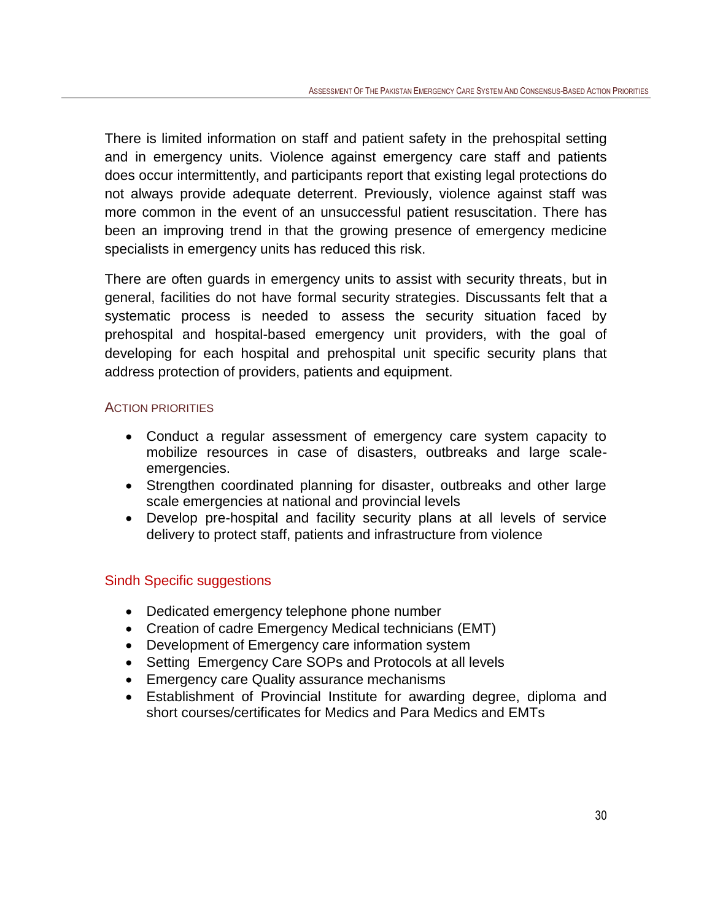There is limited information on staff and patient safety in the prehospital setting and in emergency units. Violence against emergency care staff and patients does occur intermittently, and participants report that existing legal protections do not always provide adequate deterrent. Previously, violence against staff was more common in the event of an unsuccessful patient resuscitation. There has been an improving trend in that the growing presence of emergency medicine specialists in emergency units has reduced this risk.

There are often guards in emergency units to assist with security threats, but in general, facilities do not have formal security strategies. Discussants felt that a systematic process is needed to assess the security situation faced by prehospital and hospital-based emergency unit providers, with the goal of developing for each hospital and prehospital unit specific security plans that address protection of providers, patients and equipment.

### ACTION PRIORITIES

- Conduct a regular assessment of emergency care system capacity to mobilize resources in case of disasters, outbreaks and large scale-emergencies.
- Strengthen coordinated planning for disaster, outbreaks and other large scale emergencies at national and provincial levels
- Develop pre-hospital and facility security plans at all levels of service delivery to protect staff, patients and infrastructure from violence

## Sindh Specific suggestions

- Dedicated emergency telephone phone number
- Creation of cadre Emergency Medical technicians (EMT)
- Development of Emergency care information system
- Setting Emergency Care SOPs and Protocols at all levels
- Emergency care Quality assurance mechanisms
- Establishment of Provincial Institute for awarding degree, diploma and short courses/certificates for Medics and Para Medics and EMTs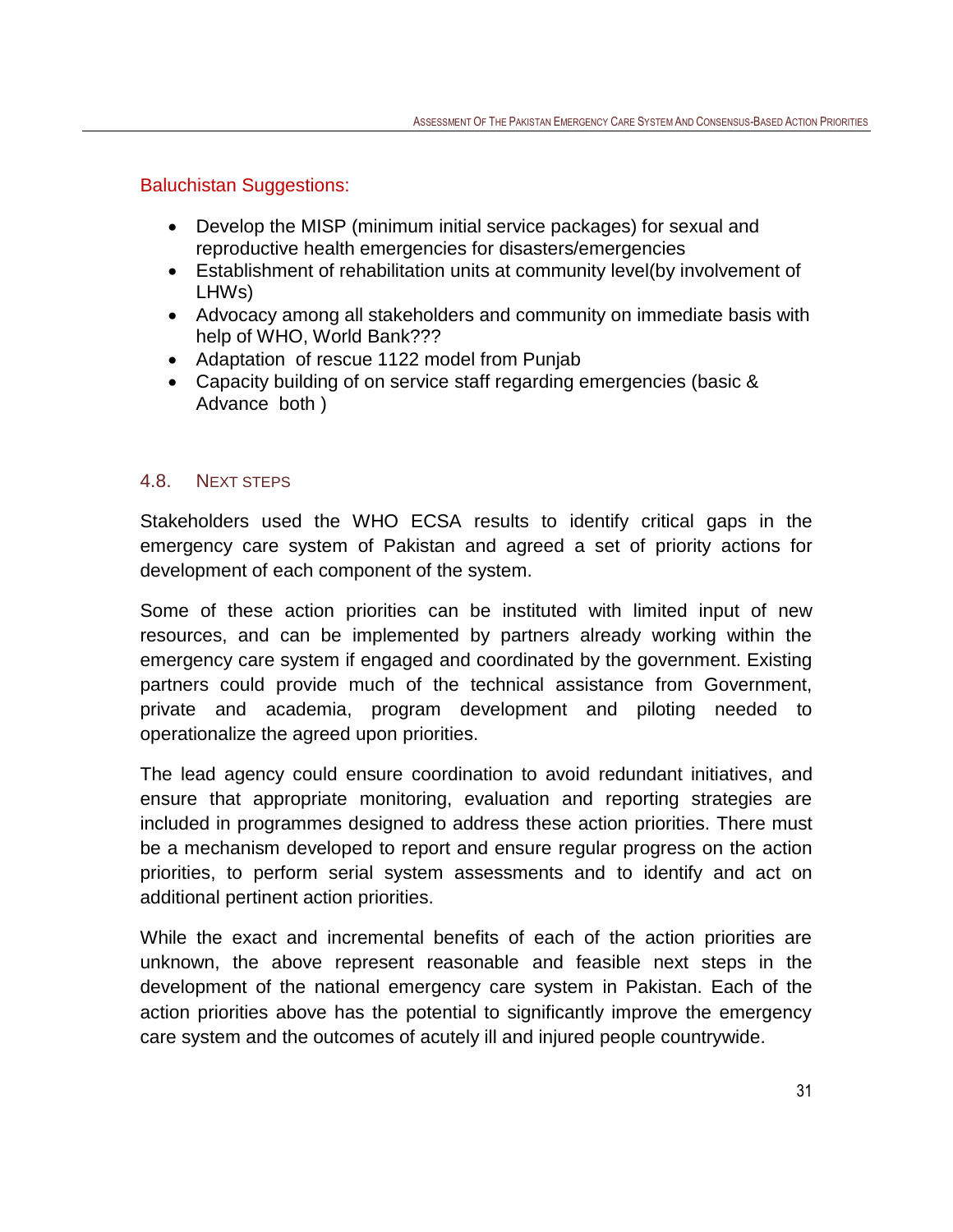## Baluchistan Suggestions:

- Develop the MISP (minimum initial service packages) for sexual and reproductive health emergencies for disasters/emergencies
- Establishment of rehabilitation units at community level(by involvement of LHWs)
- Advocacy among all stakeholders and community on immediate basis with help of WHO, World Bank???
- Adaptation of rescue 1122 model from Punjab
- Capacity building of on service staff regarding emergencies (basic & Advance both )

### 4.8. NEXT STEPS

Stakeholders used the WHO ECSA results to identify critical gaps in the emergency care system of Pakistan and agreed a set of priority actions for development of each component of the system.

Some of these action priorities can be instituted with limited input of new resources, and can be implemented by partners already working within the emergency care system if engaged and coordinated by the government. Existing partners could provide much of the technical assistance from Government, private and academia, program development and piloting needed to operationalize the agreed upon priorities.

The lead agency could ensure coordination to avoid redundant initiatives, and ensure that appropriate monitoring, evaluation and reporting strategies are included in programmes designed to address these action priorities. There must be a mechanism developed to report and ensure regular progress on the action priorities, to perform serial system assessments and to identify and act on additional pertinent action priorities.

While the exact and incremental benefits of each of the action priorities are unknown, the above represent reasonable and feasible next steps in the development of the national emergency care system in Pakistan. Each of the action priorities above has the potential to significantly improve the emergency care system and the outcomes of acutely ill and injured people countrywide.